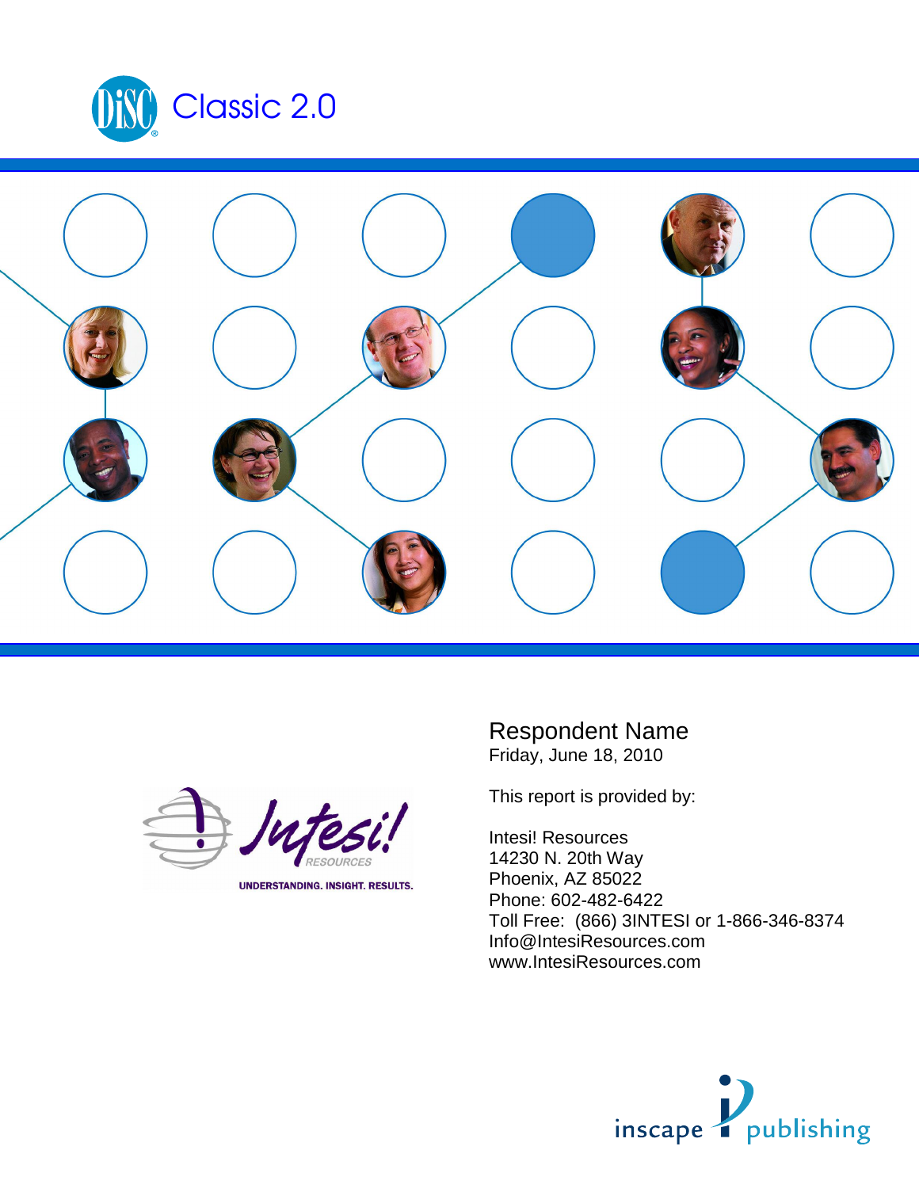# DiSC Classic 2.0

Respondent Name
Friday, June 18, 2010

This report is provided by:

Intesi! Resources
14230 N. 20th Way
Phoenix, AZ 85022
Phone: 602-482-6422
Toll Free: (866) 3INTESI or 1-866-346-8374
Info@IntesiResources.com
www.IntesiResources.com

Intesi! RESOURCES
UNDERSTANDING. INSIGHT. RESULTS.

inscape publishing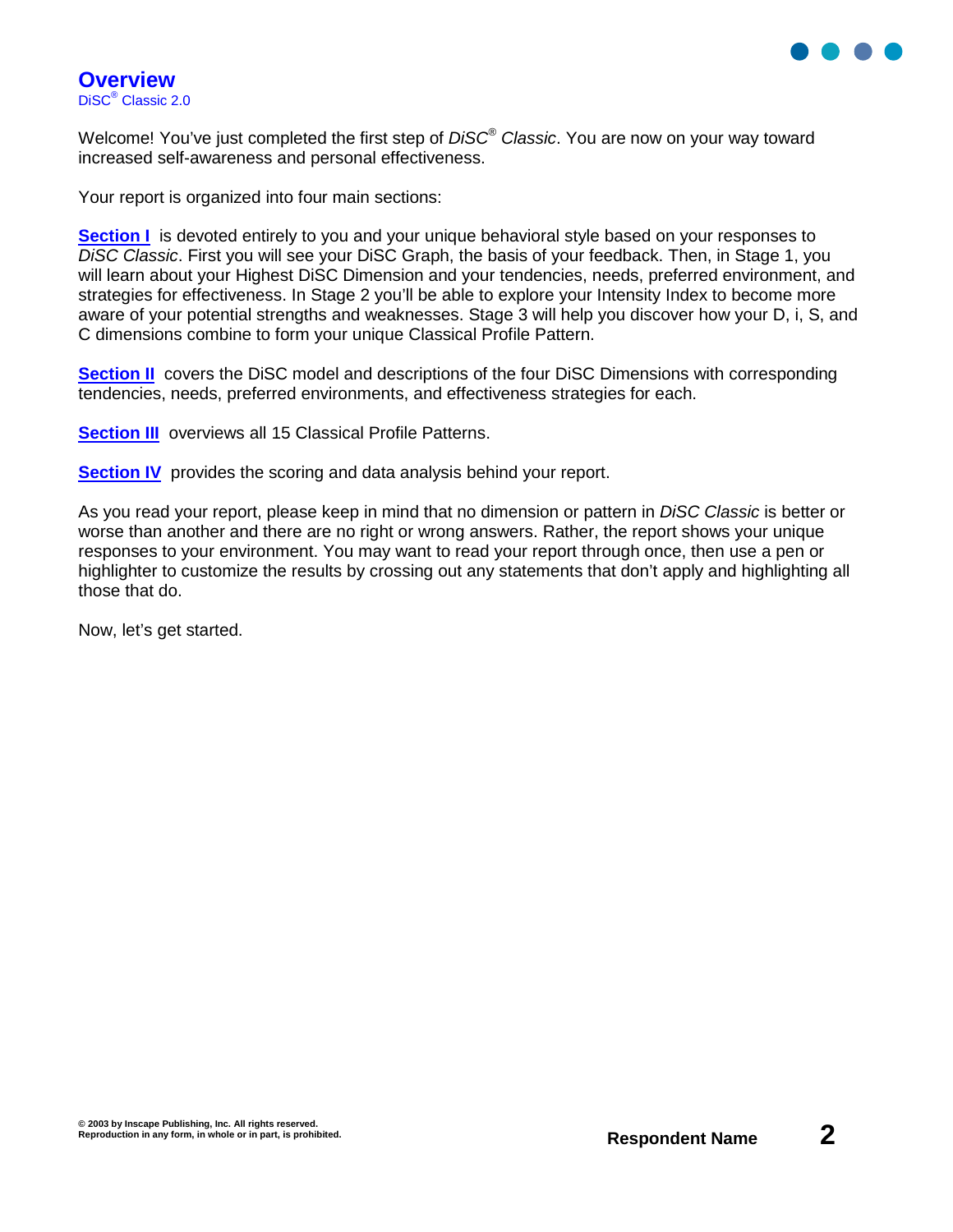# Overview

DiSC® Classic 2.0

Welcome! You've just completed the first step of *DiSC® Classic*. You are now on your way toward increased self-awareness and personal effectiveness.

Your report is organized into four main sections:

**Section I** is devoted entirely to you and your unique behavioral style based on your responses to *DiSC Classic*. First you will see your DiSC Graph, the basis of your feedback. Then, in Stage 1, you will learn about your Highest DiSC Dimension and your tendencies, needs, preferred environment, and strategies for effectiveness. In Stage 2 you'll be able to explore your Intensity Index to become more aware of your potential strengths and weaknesses. Stage 3 will help you discover how your D, i, S, and C dimensions combine to form your unique Classical Profile Pattern.

**Section II** covers the DiSC model and descriptions of the four DiSC Dimensions with corresponding tendencies, needs, preferred environments, and effectiveness strategies for each.

**Section III** overviews all 15 Classical Profile Patterns.

**Section IV** provides the scoring and data analysis behind your report.

As you read your report, please keep in mind that no dimension or pattern in *DiSC Classic* is better or worse than another and there are no right or wrong answers. Rather, the report shows your unique responses to your environment. You may want to read your report through once, then use a pen or highlighter to customize the results by crossing out any statements that don't apply and highlighting all those that do.

Now, let's get started.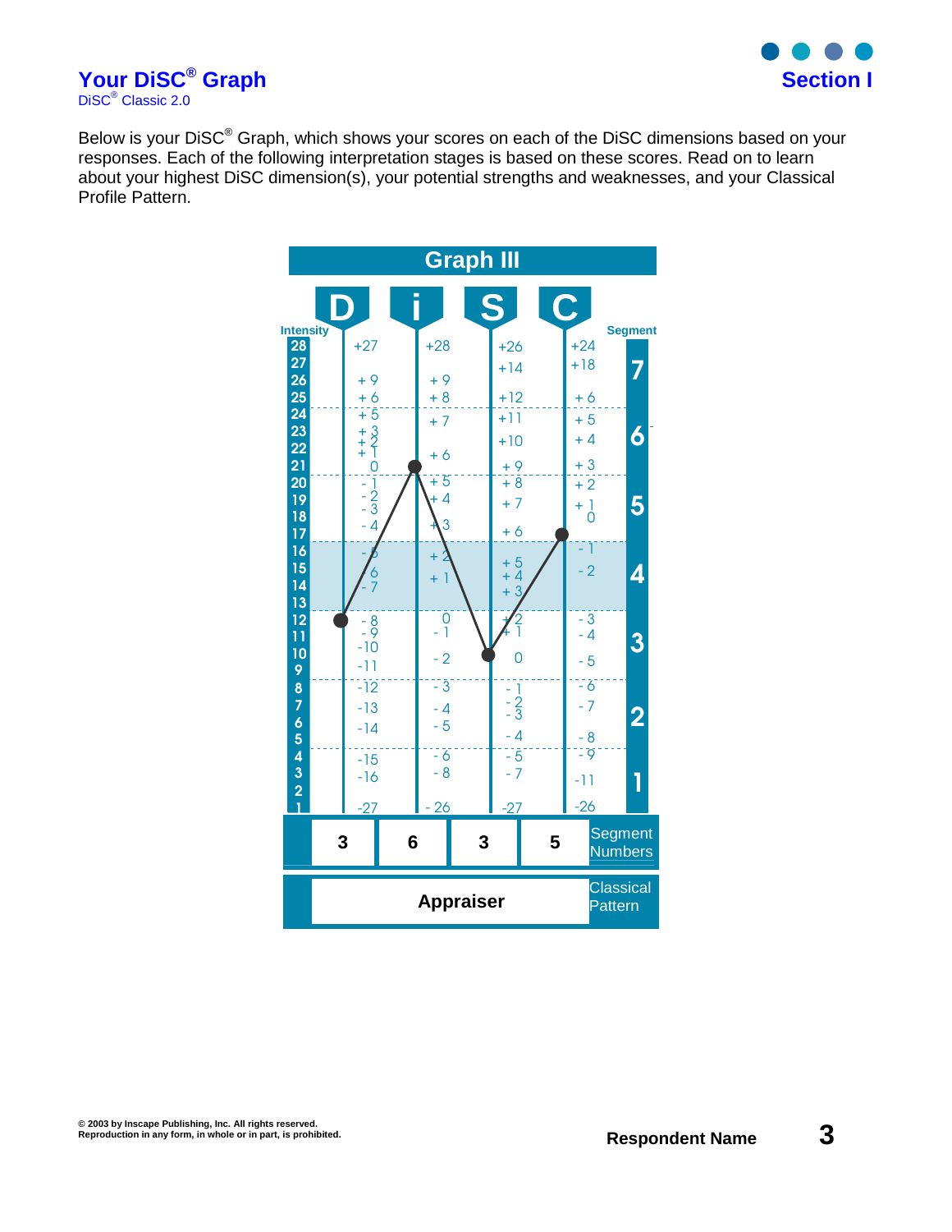# Your DiSC® Graph

DiSC® Classic 2.0

## Section I

Below is your DiSC® Graph, which shows your scores on each of the DiSC dimensions based on your responses. Each of the following interpretation stages is based on these scores. Read on to learn about your highest DiSC dimension(s), your potential strengths and weaknesses, and your Classical Profile Pattern.

### Graph III

| | D | i | S | C | |
|---|---|---|---|---|---|
| **Segment Numbers** | 3 | 6 | 3 | 5 | |

| **Classical Pattern** | Appraiser |
|---|---|

Respondent Name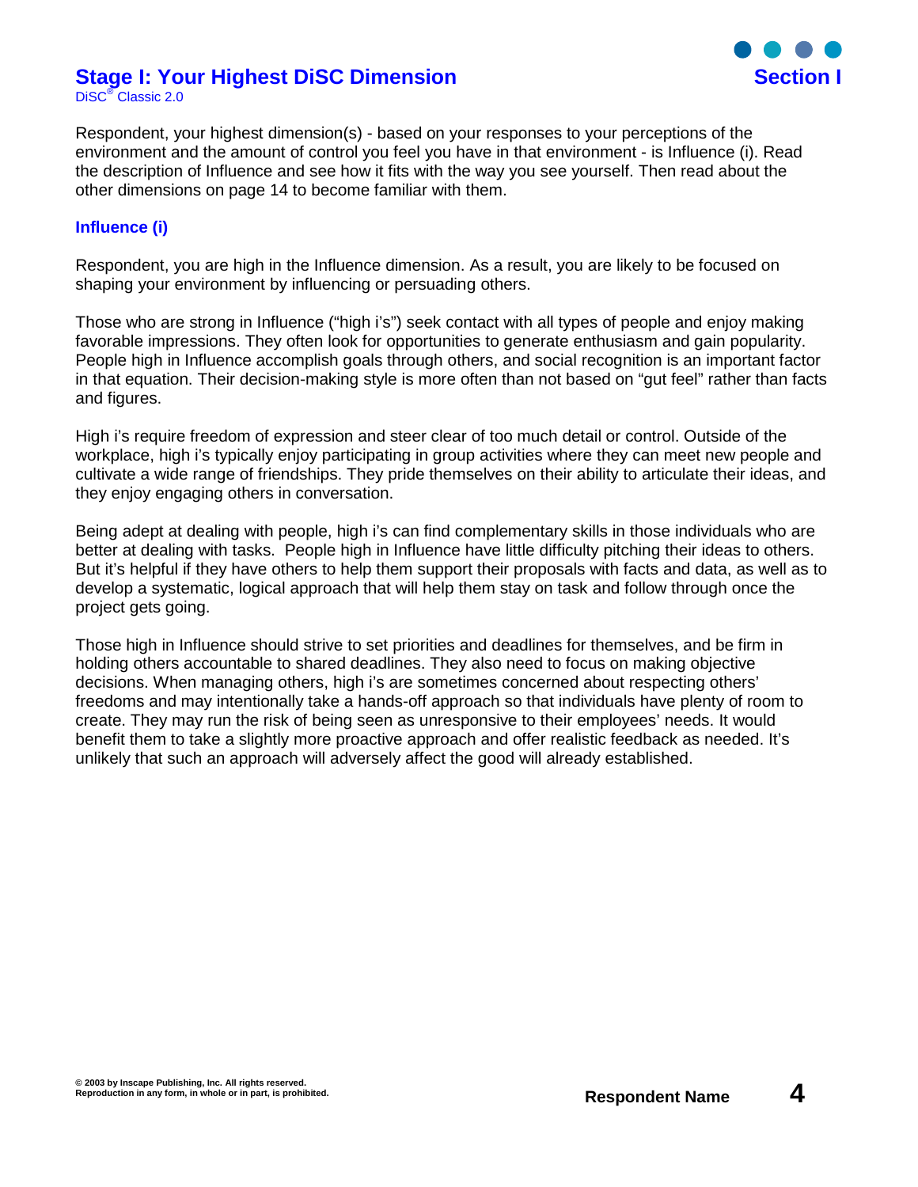# Stage I: Your Highest DiSC Dimension

DiSC® Classic 2.0

**Section I**

Respondent, your highest dimension(s) - based on your responses to your perceptions of the environment and the amount of control you feel you have in that environment - is Influence (i). Read the description of Influence and see how it fits with the way you see yourself. Then read about the other dimensions on page 14 to become familiar with them.

## Influence (i)

Respondent, you are high in the Influence dimension. As a result, you are likely to be focused on shaping your environment by influencing or persuading others.

Those who are strong in Influence ("high i's") seek contact with all types of people and enjoy making favorable impressions. They often look for opportunities to generate enthusiasm and gain popularity. People high in Influence accomplish goals through others, and social recognition is an important factor in that equation. Their decision-making style is more often than not based on "gut feel" rather than facts and figures.

High i's require freedom of expression and steer clear of too much detail or control. Outside of the workplace, high i's typically enjoy participating in group activities where they can meet new people and cultivate a wide range of friendships. They pride themselves on their ability to articulate their ideas, and they enjoy engaging others in conversation.

Being adept at dealing with people, high i's can find complementary skills in those individuals who are better at dealing with tasks. People high in Influence have little difficulty pitching their ideas to others. But it's helpful if they have others to help them support their proposals with facts and data, as well as to develop a systematic, logical approach that will help them stay on task and follow through once the project gets going.

Those high in Influence should strive to set priorities and deadlines for themselves, and be firm in holding others accountable to shared deadlines. They also need to focus on making objective decisions. When managing others, high i's are sometimes concerned about respecting others' freedoms and may intentionally take a hands-off approach so that individuals have plenty of room to create. They may run the risk of being seen as unresponsive to their employees' needs. It would benefit them to take a slightly more proactive approach and offer realistic feedback as needed. It's unlikely that such an approach will adversely affect the good will already established.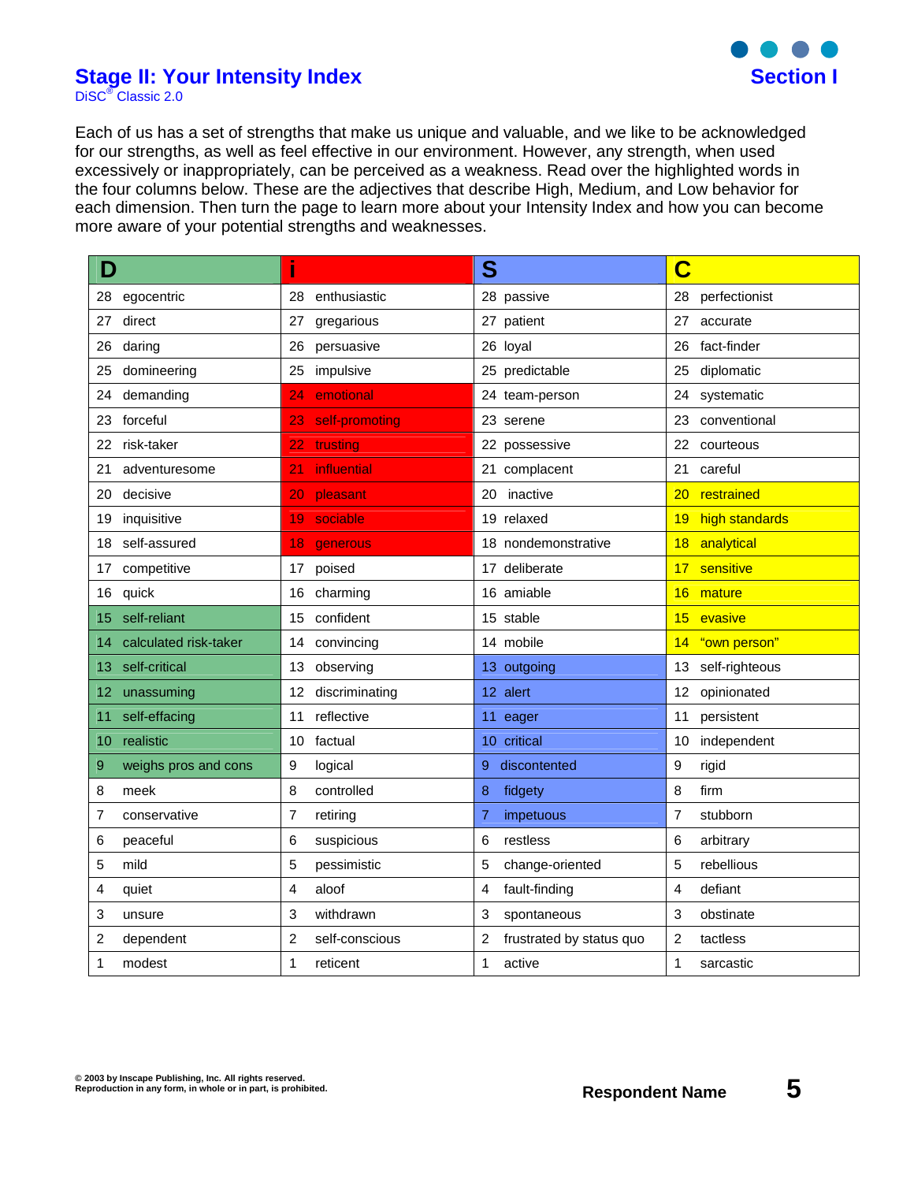## Stage II: Your Intensity Index

DiSC® Classic 2.0

**Section I**

Each of us has a set of strengths that make us unique and valuable, and we like to be acknowledged for our strengths, as well as feel effective in our environment. However, any strength, when used excessively or inappropriately, can be perceived as a weakness. Read over the highlighted words in the four columns below. These are the adjectives that describe High, Medium, and Low behavior for each dimension. Then turn the page to learn more about your Intensity Index and how you can become more aware of your potential strengths and weaknesses.

| D | i | S | C |
|---|---|---|---|
| 28 egocentric | 28 enthusiastic | 28 passive | 28 perfectionist |
| 27 direct | 27 gregarious | 27 patient | 27 accurate |
| 26 daring | 26 persuasive | 26 loyal | 26 fact-finder |
| 25 domineering | 25 impulsive | 25 predictable | 25 diplomatic |
| 24 demanding | 24 emotional | 24 team-person | 24 systematic |
| 23 forceful | 23 self-promoting | 23 serene | 23 conventional |
| 22 risk-taker | 22 trusting | 22 possessive | 22 courteous |
| 21 adventuresome | 21 influential | 21 complacent | 21 careful |
| 20 decisive | 20 pleasant | 20 inactive | 20 restrained |
| 19 inquisitive | 19 sociable | 19 relaxed | 19 high standards |
| 18 self-assured | 18 generous | 18 nondemonstrative | 18 analytical |
| 17 competitive | 17 poised | 17 deliberate | 17 sensitive |
| 16 quick | 16 charming | 16 amiable | 16 mature |
| 15 self-reliant | 15 confident | 15 stable | 15 evasive |
| 14 calculated risk-taker | 14 convincing | 14 mobile | 14 "own person" |
| 13 self-critical | 13 observing | 13 outgoing | 13 self-righteous |
| 12 unassuming | 12 discriminating | 12 alert | 12 opinionated |
| 11 self-effacing | 11 reflective | 11 eager | 11 persistent |
| 10 realistic | 10 factual | 10 critical | 10 independent |
| 9 weighs pros and cons | 9 logical | 9 discontented | 9 rigid |
| 8 meek | 8 controlled | 8 fidgety | 8 firm |
| 7 conservative | 7 retiring | 7 impetuous | 7 stubborn |
| 6 peaceful | 6 suspicious | 6 restless | 6 arbitrary |
| 5 mild | 5 pessimistic | 5 change-oriented | 5 rebellious |
| 4 quiet | 4 aloof | 4 fault-finding | 4 defiant |
| 3 unsure | 3 withdrawn | 3 spontaneous | 3 obstinate |
| 2 dependent | 2 self-conscious | 2 frustrated by status quo | 2 tactless |
| 1 modest | 1 reticent | 1 active | 1 sarcastic |

© 2003 by Inscape Publishing, Inc. All rights reserved.
Reproduction in any form, in whole or in part, is prohibited.

**Respondent Name**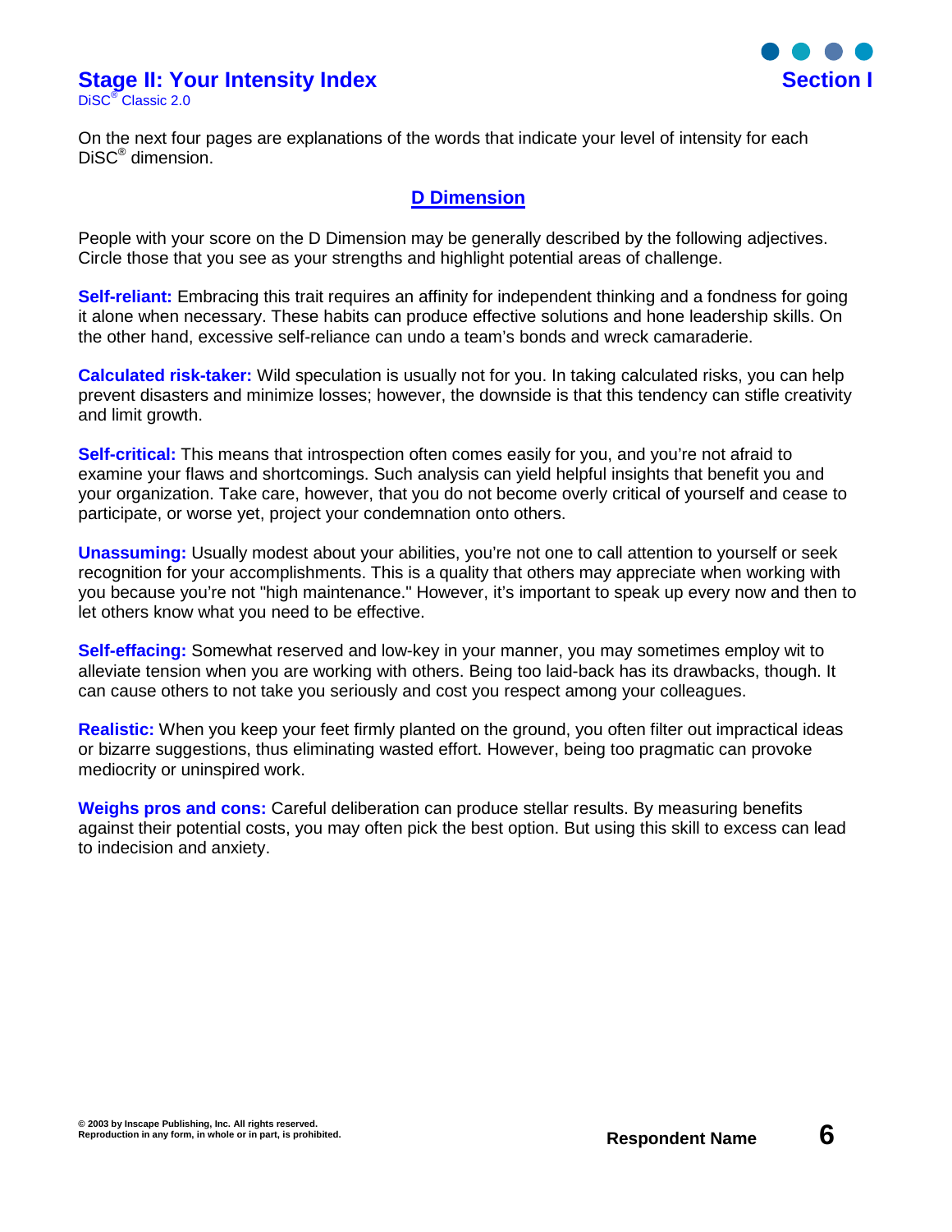# Stage II: Your Intensity Index

DiSC® Classic 2.0

On the next four pages are explanations of the words that indicate your level of intensity for each DiSC® dimension.

## D Dimension

People with your score on the D Dimension may be generally described by the following adjectives. Circle those that you see as your strengths and highlight potential areas of challenge.

**Self-reliant:** Embracing this trait requires an affinity for independent thinking and a fondness for going it alone when necessary. These habits can produce effective solutions and hone leadership skills. On the other hand, excessive self-reliance can undo a team's bonds and wreck camaraderie.

**Calculated risk-taker:** Wild speculation is usually not for you. In taking calculated risks, you can help prevent disasters and minimize losses; however, the downside is that this tendency can stifle creativity and limit growth.

**Self-critical:** This means that introspection often comes easily for you, and you're not afraid to examine your flaws and shortcomings. Such analysis can yield helpful insights that benefit you and your organization. Take care, however, that you do not become overly critical of yourself and cease to participate, or worse yet, project your condemnation onto others.

**Unassuming:** Usually modest about your abilities, you're not one to call attention to yourself or seek recognition for your accomplishments. This is a quality that others may appreciate when working with you because you're not "high maintenance." However, it's important to speak up every now and then to let others know what you need to be effective.

**Self-effacing:** Somewhat reserved and low-key in your manner, you may sometimes employ wit to alleviate tension when you are working with others. Being too laid-back has its drawbacks, though. It can cause others to not take you seriously and cost you respect among your colleagues.

**Realistic:** When you keep your feet firmly planted on the ground, you often filter out impractical ideas or bizarre suggestions, thus eliminating wasted effort. However, being too pragmatic can provoke mediocrity or uninspired work.

**Weighs pros and cons:** Careful deliberation can produce stellar results. By measuring benefits against their potential costs, you may often pick the best option. But using this skill to excess can lead to indecision and anxiety.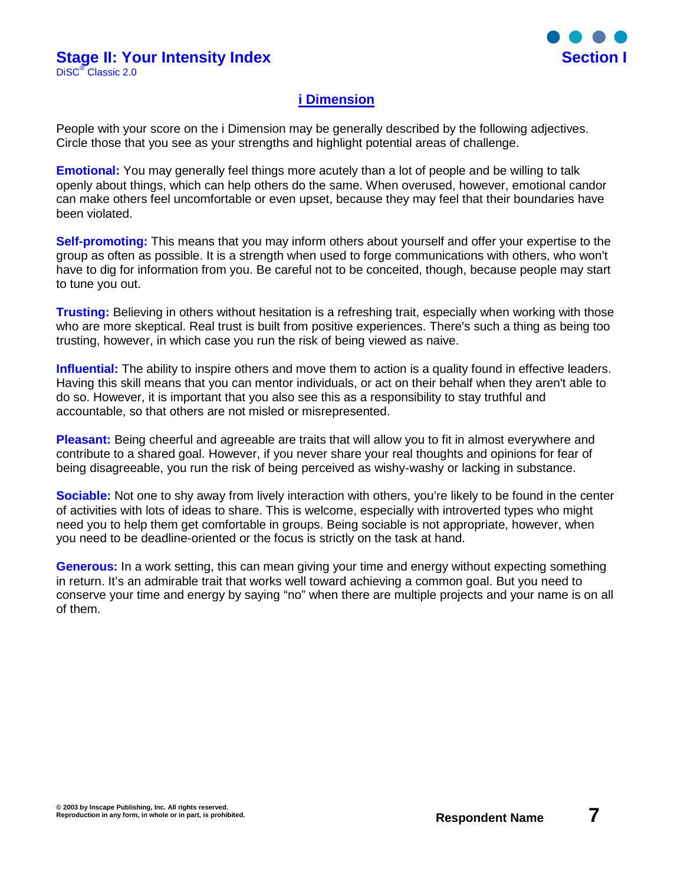## i Dimension

People with your score on the i Dimension may be generally described by the following adjectives. Circle those that you see as your strengths and highlight potential areas of challenge.

**Emotional:** You may generally feel things more acutely than a lot of people and be willing to talk openly about things, which can help others do the same. When overused, however, emotional candor can make others feel uncomfortable or even upset, because they may feel that their boundaries have been violated.

**Self-promoting:** This means that you may inform others about yourself and offer your expertise to the group as often as possible. It is a strength when used to forge communications with others, who won't have to dig for information from you. Be careful not to be conceited, though, because people may start to tune you out.

**Trusting:** Believing in others without hesitation is a refreshing trait, especially when working with those who are more skeptical. Real trust is built from positive experiences. There's such a thing as being too trusting, however, in which case you run the risk of being viewed as naive.

**Influential:** The ability to inspire others and move them to action is a quality found in effective leaders. Having this skill means that you can mentor individuals, or act on their behalf when they aren't able to do so. However, it is important that you also see this as a responsibility to stay truthful and accountable, so that others are not misled or misrepresented.

**Pleasant:** Being cheerful and agreeable are traits that will allow you to fit in almost everywhere and contribute to a shared goal. However, if you never share your real thoughts and opinions for fear of being disagreeable, you run the risk of being perceived as wishy-washy or lacking in substance.

**Sociable:** Not one to shy away from lively interaction with others, you're likely to be found in the center of activities with lots of ideas to share. This is welcome, especially with introverted types who might need you to help them get comfortable in groups. Being sociable is not appropriate, however, when you need to be deadline-oriented or the focus is strictly on the task at hand.

**Generous:** In a work setting, this can mean giving your time and energy without expecting something in return. It's an admirable trait that works well toward achieving a common goal. But you need to conserve your time and energy by saying "no" when there are multiple projects and your name is on all of them.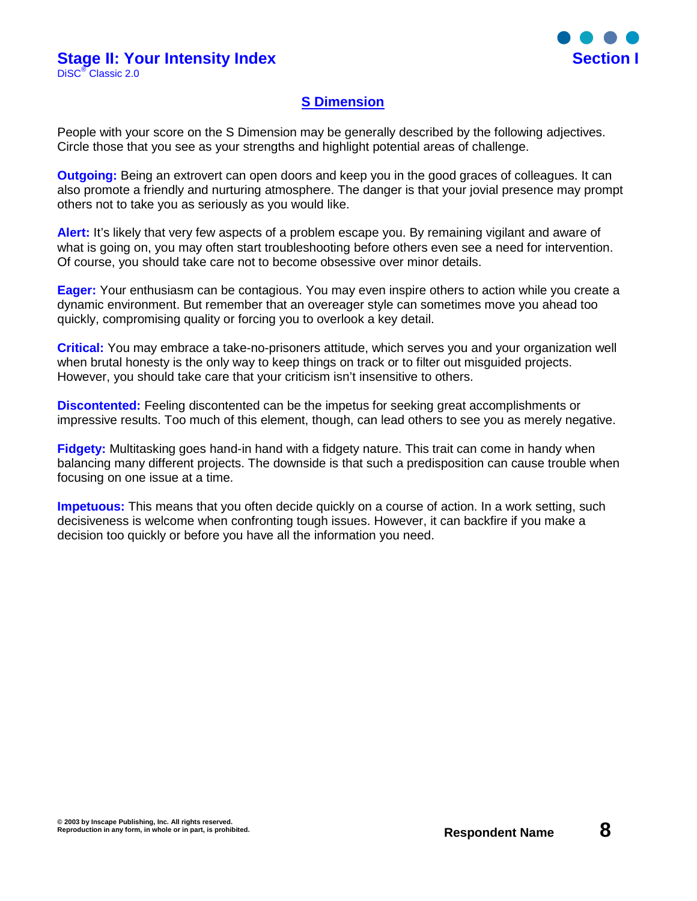## S Dimension

People with your score on the S Dimension may be generally described by the following adjectives. Circle those that you see as your strengths and highlight potential areas of challenge.

**Outgoing:** Being an extrovert can open doors and keep you in the good graces of colleagues. It can also promote a friendly and nurturing atmosphere. The danger is that your jovial presence may prompt others not to take you as seriously as you would like.

**Alert:** It's likely that very few aspects of a problem escape you. By remaining vigilant and aware of what is going on, you may often start troubleshooting before others even see a need for intervention. Of course, you should take care not to become obsessive over minor details.

**Eager:** Your enthusiasm can be contagious. You may even inspire others to action while you create a dynamic environment. But remember that an overeager style can sometimes move you ahead too quickly, compromising quality or forcing you to overlook a key detail.

**Critical:** You may embrace a take-no-prisoners attitude, which serves you and your organization well when brutal honesty is the only way to keep things on track or to filter out misguided projects. However, you should take care that your criticism isn't insensitive to others.

**Discontented:** Feeling discontented can be the impetus for seeking great accomplishments or impressive results. Too much of this element, though, can lead others to see you as merely negative.

**Fidgety:** Multitasking goes hand-in hand with a fidgety nature. This trait can come in handy when balancing many different projects. The downside is that such a predisposition can cause trouble when focusing on one issue at a time.

**Impetuous:** This means that you often decide quickly on a course of action. In a work setting, such decisiveness is welcome when confronting tough issues. However, it can backfire if you make a decision too quickly or before you have all the information you need.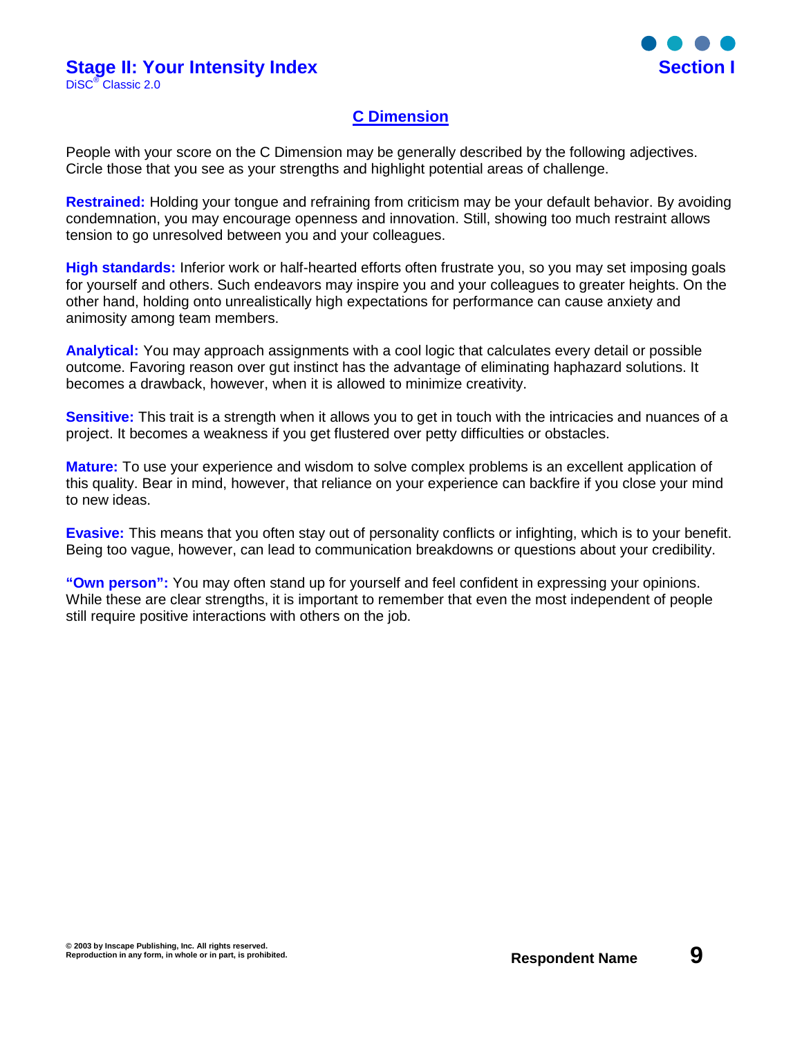## C Dimension

People with your score on the C Dimension may be generally described by the following adjectives. Circle those that you see as your strengths and highlight potential areas of challenge.

**Restrained:** Holding your tongue and refraining from criticism may be your default behavior. By avoiding condemnation, you may encourage openness and innovation. Still, showing too much restraint allows tension to go unresolved between you and your colleagues.

**High standards:** Inferior work or half-hearted efforts often frustrate you, so you may set imposing goals for yourself and others. Such endeavors may inspire you and your colleagues to greater heights. On the other hand, holding onto unrealistically high expectations for performance can cause anxiety and animosity among team members.

**Analytical:** You may approach assignments with a cool logic that calculates every detail or possible outcome. Favoring reason over gut instinct has the advantage of eliminating haphazard solutions. It becomes a drawback, however, when it is allowed to minimize creativity.

**Sensitive:** This trait is a strength when it allows you to get in touch with the intricacies and nuances of a project. It becomes a weakness if you get flustered over petty difficulties or obstacles.

**Mature:** To use your experience and wisdom to solve complex problems is an excellent application of this quality. Bear in mind, however, that reliance on your experience can backfire if you close your mind to new ideas.

**Evasive:** This means that you often stay out of personality conflicts or infighting, which is to your benefit. Being too vague, however, can lead to communication breakdowns or questions about your credibility.

**"Own person":** You may often stand up for yourself and feel confident in expressing your opinions. While these are clear strengths, it is important to remember that even the most independent of people still require positive interactions with others on the job.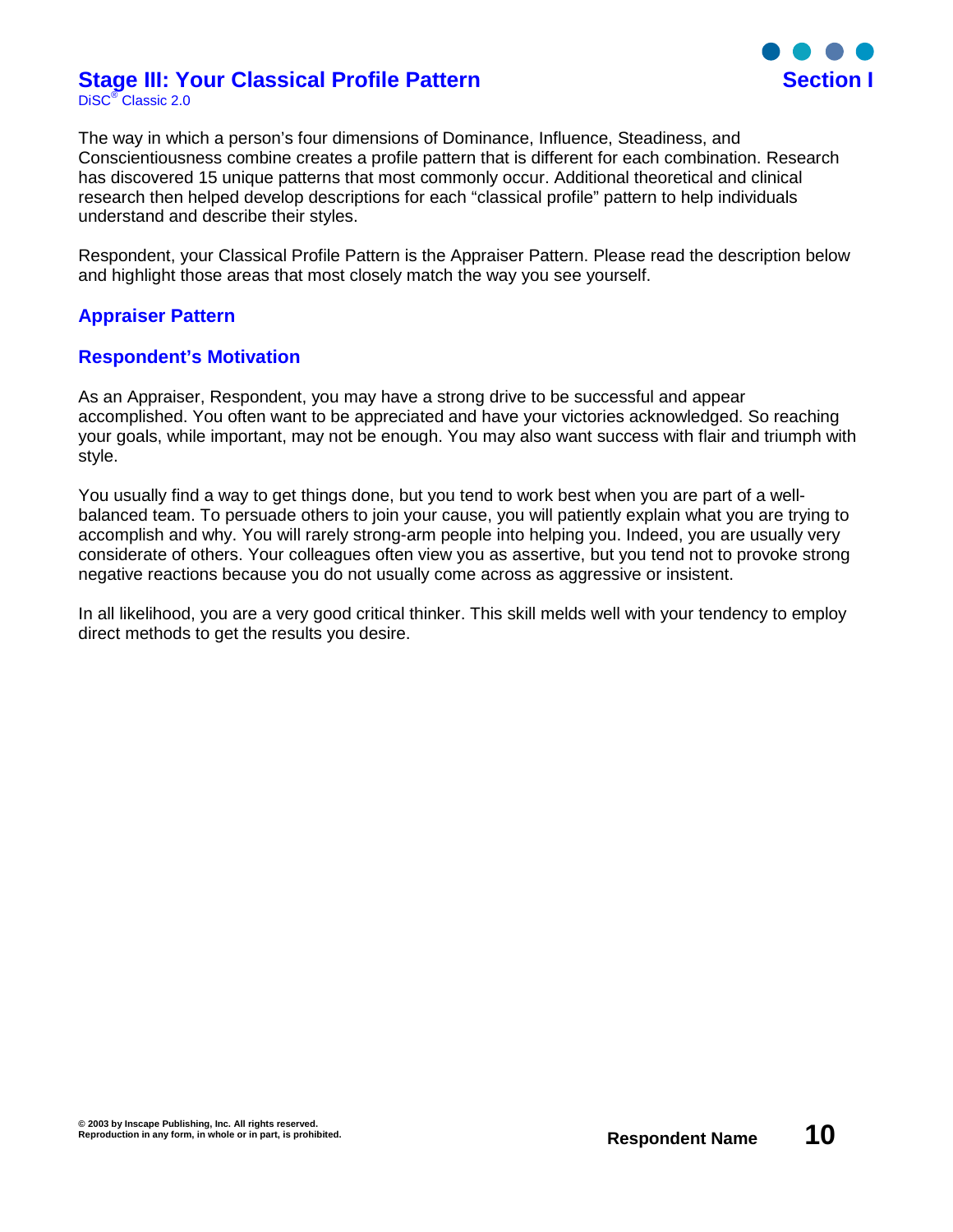# Stage III: Your Classical Profile Pattern

DiSC® Classic 2.0

The way in which a person's four dimensions of Dominance, Influence, Steadiness, and Conscientiousness combine creates a profile pattern that is different for each combination. Research has discovered 15 unique patterns that most commonly occur. Additional theoretical and clinical research then helped develop descriptions for each "classical profile" pattern to help individuals understand and describe their styles.

Respondent, your Classical Profile Pattern is the Appraiser Pattern. Please read the description below and highlight those areas that most closely match the way you see yourself.

## Appraiser Pattern

## Respondent's Motivation

As an Appraiser, Respondent, you may have a strong drive to be successful and appear accomplished. You often want to be appreciated and have your victories acknowledged. So reaching your goals, while important, may not be enough. You may also want success with flair and triumph with style.

You usually find a way to get things done, but you tend to work best when you are part of a well-balanced team. To persuade others to join your cause, you will patiently explain what you are trying to accomplish and why. You will rarely strong-arm people into helping you. Indeed, you are usually very considerate of others. Your colleagues often view you as assertive, but you tend not to provoke strong negative reactions because you do not usually come across as aggressive or insistent.

In all likelihood, you are a very good critical thinker. This skill melds well with your tendency to employ direct methods to get the results you desire.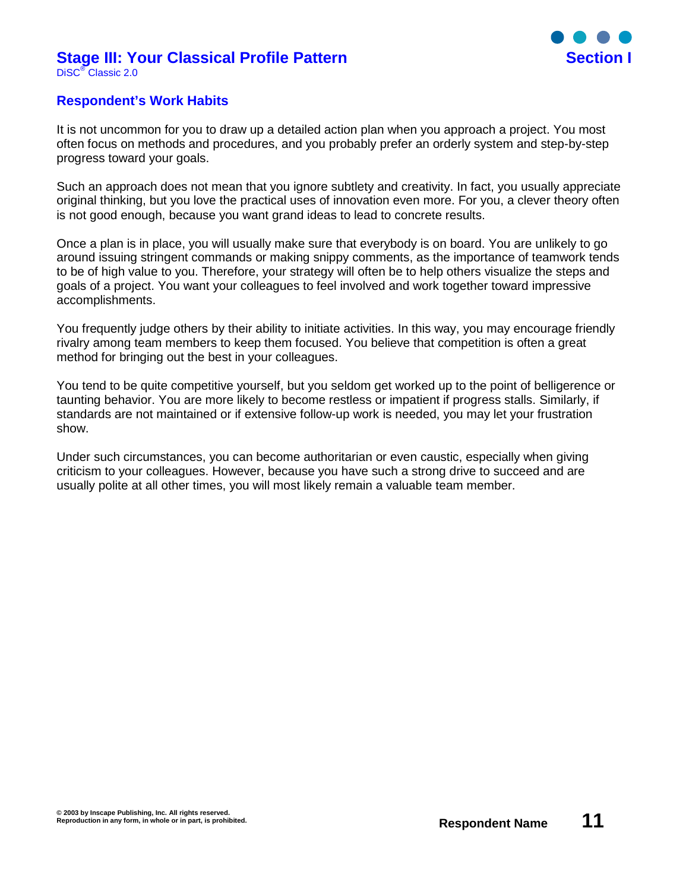## Respondent's Work Habits

It is not uncommon for you to draw up a detailed action plan when you approach a project. You most often focus on methods and procedures, and you probably prefer an orderly system and step-by-step progress toward your goals.

Such an approach does not mean that you ignore subtlety and creativity. In fact, you usually appreciate original thinking, but you love the practical uses of innovation even more. For you, a clever theory often is not good enough, because you want grand ideas to lead to concrete results.

Once a plan is in place, you will usually make sure that everybody is on board. You are unlikely to go around issuing stringent commands or making snippy comments, as the importance of teamwork tends to be of high value to you. Therefore, your strategy will often be to help others visualize the steps and goals of a project. You want your colleagues to feel involved and work together toward impressive accomplishments.

You frequently judge others by their ability to initiate activities. In this way, you may encourage friendly rivalry among team members to keep them focused. You believe that competition is often a great method for bringing out the best in your colleagues.

You tend to be quite competitive yourself, but you seldom get worked up to the point of belligerence or taunting behavior. You are more likely to become restless or impatient if progress stalls. Similarly, if standards are not maintained or if extensive follow-up work is needed, you may let your frustration show.

Under such circumstances, you can become authoritarian or even caustic, especially when giving criticism to your colleagues. However, because you have such a strong drive to succeed and are usually polite at all other times, you will most likely remain a valuable team member.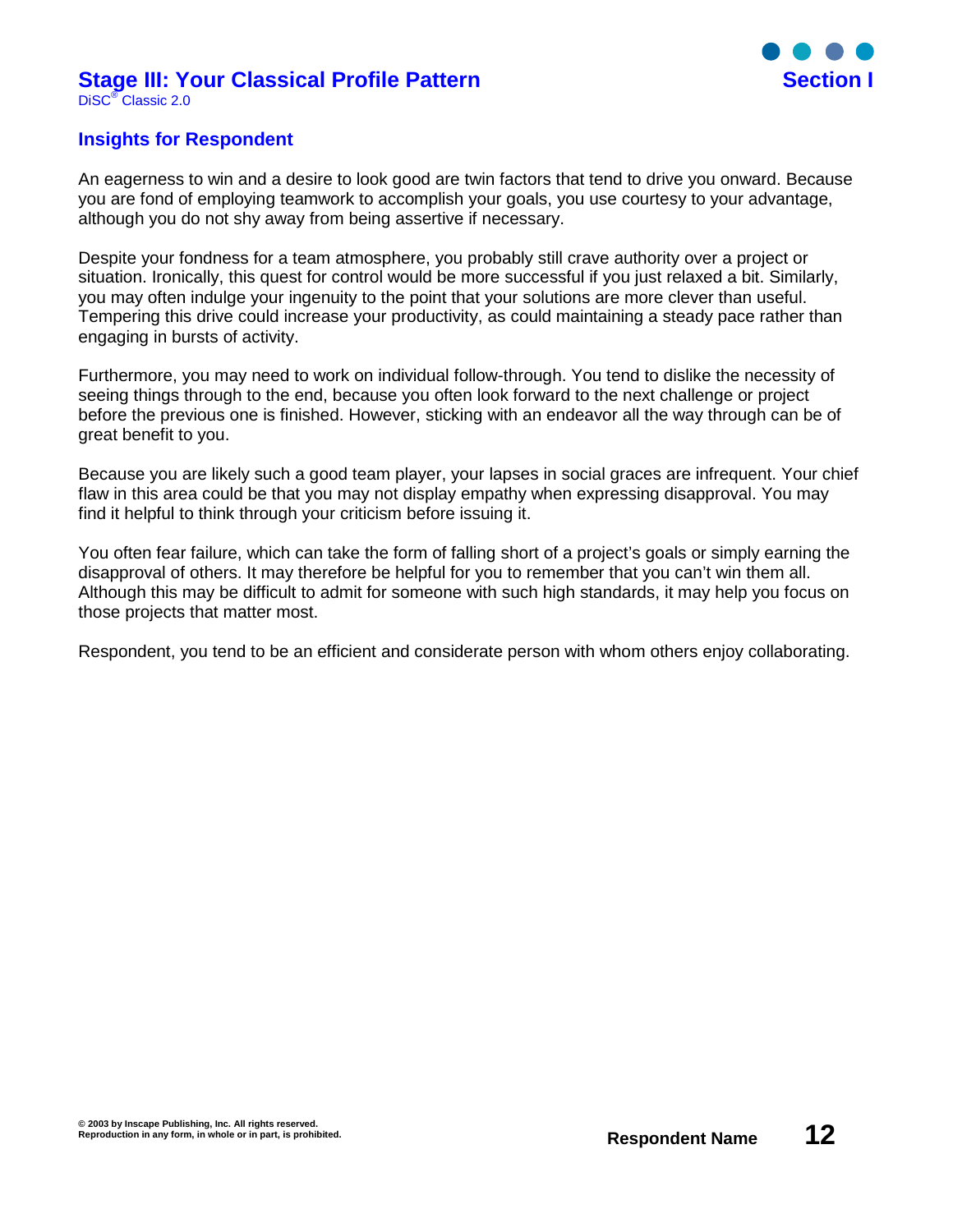## Insights for Respondent

An eagerness to win and a desire to look good are twin factors that tend to drive you onward. Because you are fond of employing teamwork to accomplish your goals, you use courtesy to your advantage, although you do not shy away from being assertive if necessary.

Despite your fondness for a team atmosphere, you probably still crave authority over a project or situation. Ironically, this quest for control would be more successful if you just relaxed a bit. Similarly, you may often indulge your ingenuity to the point that your solutions are more clever than useful. Tempering this drive could increase your productivity, as could maintaining a steady pace rather than engaging in bursts of activity.

Furthermore, you may need to work on individual follow-through. You tend to dislike the necessity of seeing things through to the end, because you often look forward to the next challenge or project before the previous one is finished. However, sticking with an endeavor all the way through can be of great benefit to you.

Because you are likely such a good team player, your lapses in social graces are infrequent. Your chief flaw in this area could be that you may not display empathy when expressing disapproval. You may find it helpful to think through your criticism before issuing it.

You often fear failure, which can take the form of falling short of a project's goals or simply earning the disapproval of others. It may therefore be helpful for you to remember that you can't win them all. Although this may be difficult to admit for someone with such high standards, it may help you focus on those projects that matter most.

Respondent, you tend to be an efficient and considerate person with whom others enjoy collaborating.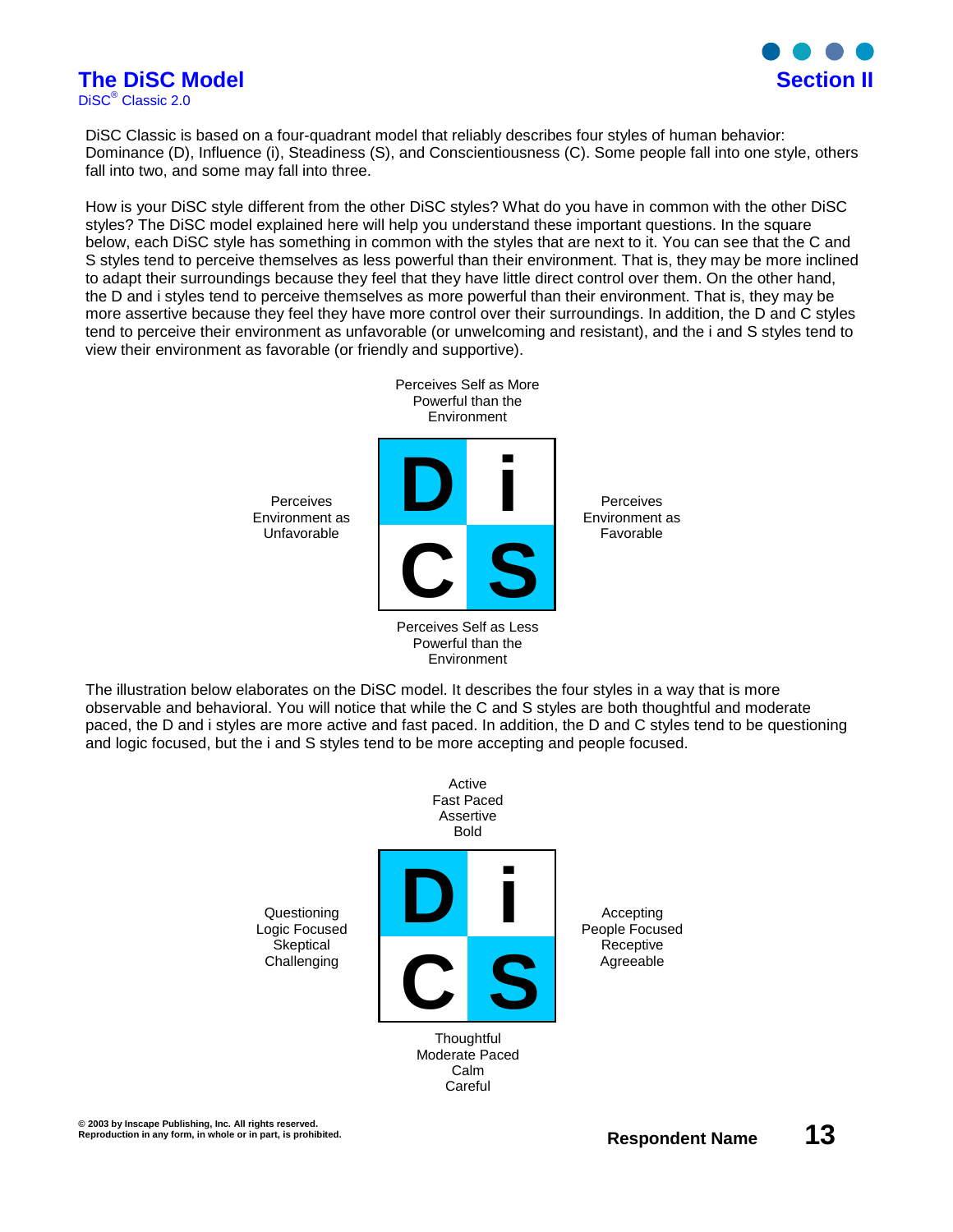# The DiSC Model

DiSC® Classic 2.0

## Section II

DiSC Classic is based on a four-quadrant model that reliably describes four styles of human behavior: Dominance (D), Influence (i), Steadiness (S), and Conscientiousness (C). Some people fall into one style, others fall into two, and some may fall into three.

How is your DiSC style different from the other DiSC styles? What do you have in common with the other DiSC styles? The DiSC model explained here will help you understand these important questions. In the square below, each DiSC style has something in common with the styles that are next to it. You can see that the C and S styles tend to perceive themselves as less powerful than their environment. That is, they may be more inclined to adapt their surroundings because they feel that they have little direct control over them. On the other hand, the D and i styles tend to perceive themselves as more powerful than their environment. That is, they may be more assertive because they feel they have more control over their surroundings. In addition, the D and C styles tend to perceive their environment as unfavorable (or unwelcoming and resistant), and the i and S styles tend to view their environment as favorable (or friendly and supportive).

Perceives Self as More Powerful than the Environment

| Perceives Environment as Unfavorable | | | Perceives Environment as Favorable |
|---|---|---|---|
| | D | i | |
| | C | S | |

Perceives Self as Less Powerful than the Environment

The illustration below elaborates on the DiSC model. It describes the four styles in a way that is more observable and behavioral. You will notice that while the C and S styles are both thoughtful and moderate paced, the D and i styles are more active and fast paced. In addition, the D and C styles tend to be questioning and logic focused, but the i and S styles tend to be more accepting and people focused.

Active
Fast Paced
Assertive
Bold

| Questioning<br>Logic Focused<br>Skeptical<br>Challenging | | | Accepting<br>People Focused<br>Receptive<br>Agreeable |
|---|---|---|---|
| | D | i | |
| | C | S | |

Thoughtful
Moderate Paced
Calm
Careful

© 2003 by Inscape Publishing, Inc. All rights reserved.
Reproduction in any form, in whole or in part, is prohibited.

Respondent Name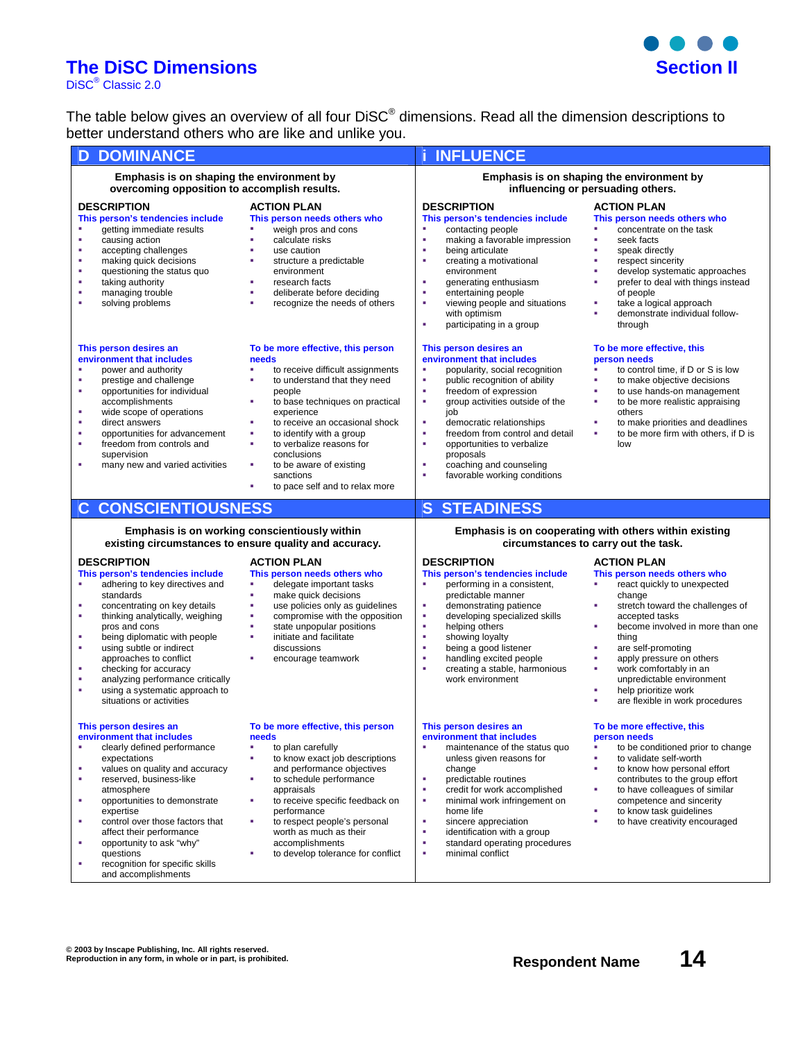# The DiSC Dimensions

DiSC® Classic 2.0

## Section II

The table below gives an overview of all four DiSC® dimensions. Read all the dimension descriptions to better understand others who are like and unlike you.

## D DOMINANCE

**Emphasis is on shaping the environment by overcoming opposition to accomplish results.**

### DESCRIPTION

**This person's tendencies include**

- getting immediate results
- causing action
- accepting challenges
- making quick decisions
- questioning the status quo
- taking authority
- managing trouble
- solving problems

**This person desires an environment that includes**

- power and authority
- prestige and challenge
- opportunities for individual accomplishments
- wide scope of operations
- direct answers
- opportunities for advancement
- freedom from controls and supervision
- many new and varied activities

### ACTION PLAN

**This person needs others who**

- weigh pros and cons
- calculate risks
- use caution
- structure a predictable environment
- research facts
- deliberate before deciding
- recognize the needs of others

**To be more effective, this person needs**

- to receive difficult assignments
- to understand that they need people
- to base techniques on practical experience
- to receive an occasional shock
- to identify with a group
- to verbalize reasons for conclusions
- to be aware of existing sanctions
- to pace self and to relax more

## i INFLUENCE

**Emphasis is on shaping the environment by influencing or persuading others.**

### DESCRIPTION

**This person's tendencies include**

- contacting people
- making a favorable impression
- being articulate
- creating a motivational environment
- generating enthusiasm
- entertaining people
- viewing people and situations with optimism
- participating in a group

**This person desires an environment that includes**

- popularity, social recognition
- public recognition of ability
- freedom of expression
- group activities outside of the job
- democratic relationships
- freedom from control and detail
- opportunities to verbalize proposals
- coaching and counseling
- favorable working conditions

### ACTION PLAN

**This person needs others who**

- concentrate on the task
- seek facts
- speak directly
- respect sincerity
- develop systematic approaches
- prefer to deal with things instead of people
- take a logical approach
- demonstrate individual follow-through

**To be more effective, this person needs**

- to control time, if D or S is low
- to make objective decisions
- to use hands-on management
- to be more realistic appraising others
- to make priorities and deadlines
- to be more firm with others, if D is low

## C CONSCIENTIOUSNESS

**Emphasis is on working conscientiously within existing circumstances to ensure quality and accuracy.**

### DESCRIPTION

**This person's tendencies include**

- adhering to key directives and standards
- concentrating on key details
- thinking analytically, weighing pros and cons
- being diplomatic with people
- using subtle or indirect approaches to conflict
- checking for accuracy
- analyzing performance critically
- using a systematic approach to situations or activities

**This person desires an environment that includes**

- clearly defined performance expectations
- values on quality and accuracy
- reserved, business-like atmosphere
- opportunities to demonstrate expertise
- control over those factors that affect their performance
- opportunity to ask "why" questions
- recognition for specific skills and accomplishments

### ACTION PLAN

**This person needs others who**

- delegate important tasks
- make quick decisions
- use policies only as guidelines
- compromise with the opposition
- state unpopular positions
- initiate and facilitate discussions
- encourage teamwork

**To be more effective, this person needs**

- to plan carefully
- to know exact job descriptions and performance objectives
- to schedule performance appraisals
- to receive specific feedback on performance
- to respect people's personal worth as much as their accomplishments
- to develop tolerance for conflict

## S STEADINESS

**Emphasis is on cooperating with others within existing circumstances to carry out the task.**

### DESCRIPTION

**This person's tendencies include**

- performing in a consistent, predictable manner
- demonstrating patience
- developing specialized skills
- helping others
- showing loyalty
- being a good listener
- handling excited people
- creating a stable, harmonious work environment

**This person desires an environment that includes**

- maintenance of the status quo unless given reasons for change
- predictable routines
- credit for work accomplished
- minimal work infringement on home life
- sincere appreciation
- identification with a group
- standard operating procedures
- minimal conflict

### ACTION PLAN

**This person needs others who**

- react quickly to unexpected change
- stretch toward the challenges of accepted tasks
- become involved in more than one thing
- are self-promoting
- apply pressure on others
- work comfortably in an unpredictable environment
- help prioritize work
- are flexible in work procedures

**To be more effective, this person needs**

- to be conditioned prior to change
- to validate self-worth
- to know how personal effort contributes to the group effort
- to have colleagues of similar competence and sincerity
- to know task guidelines
- to have creativity encouraged

© 2003 by Inscape Publishing, Inc. All rights reserved.
Reproduction in any form, in whole or in part, is prohibited.

Respondent Name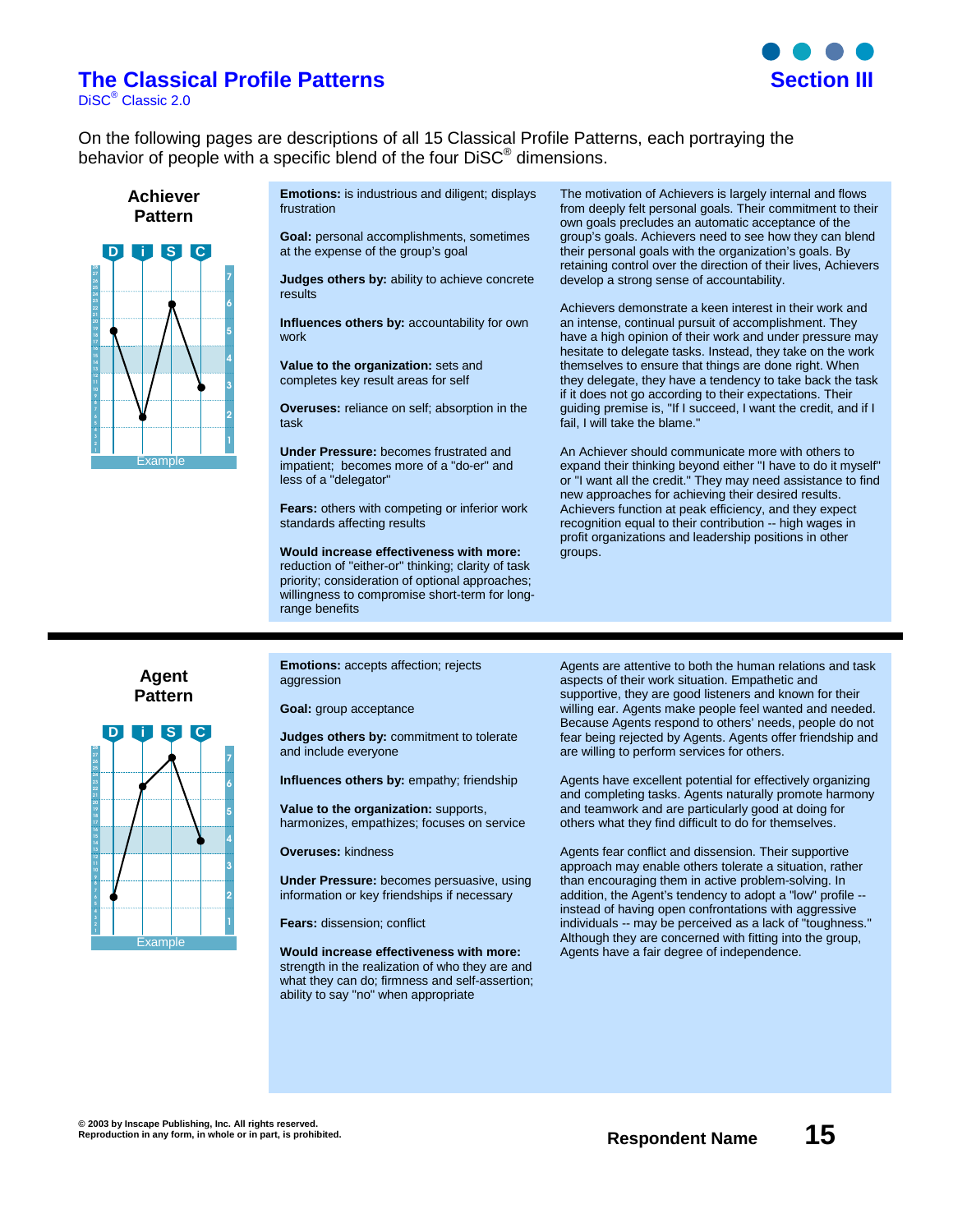# The Classical Profile Patterns

DiSC® Classic 2.0

**Section III**

On the following pages are descriptions of all 15 Classical Profile Patterns, each portraying the behavior of people with a specific blend of the four DiSC® dimensions.

## Achiever Pattern

D i S C

Example

**Emotions:** is industrious and diligent; displays frustration

**Goal:** personal accomplishments, sometimes at the expense of the group's goal

**Judges others by:** ability to achieve concrete results

**Influences others by:** accountability for own work

**Value to the organization:** sets and completes key result areas for self

**Overuses:** reliance on self; absorption in the task

**Under Pressure:** becomes frustrated and impatient; becomes more of a "do-er" and less of a "delegator"

**Fears:** others with competing or inferior work standards affecting results

**Would increase effectiveness with more:** reduction of "either-or" thinking; clarity of task priority; consideration of optional approaches; willingness to compromise short-term for long-range benefits

The motivation of Achievers is largely internal and flows from deeply felt personal goals. Their commitment to their own goals precludes an automatic acceptance of the group's goals. Achievers need to see how they can blend their personal goals with the organization's goals. By retaining control over the direction of their lives, Achievers develop a strong sense of accountability.

Achievers demonstrate a keen interest in their work and an intense, continual pursuit of accomplishment. They have a high opinion of their work and under pressure may hesitate to delegate tasks. Instead, they take on the work themselves to ensure that things are done right. When they delegate, they have a tendency to take back the task if it does not go according to their expectations. Their guiding premise is, "If I succeed, I want the credit, and if I fail, I will take the blame."

An Achiever should communicate more with others to expand their thinking beyond either "I have to do it myself" or "I want all the credit." They may need assistance to find new approaches for achieving their desired results. Achievers function at peak efficiency, and they expect recognition equal to their contribution -- high wages in profit organizations and leadership positions in other groups.

## Agent Pattern

D i S C

Example

**Emotions:** accepts affection; rejects aggression

**Goal:** group acceptance

**Judges others by:** commitment to tolerate and include everyone

**Influences others by:** empathy; friendship

**Value to the organization:** supports, harmonizes, empathizes; focuses on service

**Overuses:** kindness

**Under Pressure:** becomes persuasive, using information or key friendships if necessary

**Fears:** dissension; conflict

**Would increase effectiveness with more:** strength in the realization of who they are and what they can do; firmness and self-assertion; ability to say "no" when appropriate

Agents are attentive to both the human relations and task aspects of their work situation. Empathetic and supportive, they are good listeners and known for their willing ear. Agents make people feel wanted and needed. Because Agents respond to others' needs, people do not fear being rejected by Agents. Agents offer friendship and are willing to perform services for others.

Agents have excellent potential for effectively organizing and completing tasks. Agents naturally promote harmony and teamwork and are particularly good at doing for others what they find difficult to do for themselves.

Agents fear conflict and dissension. Their supportive approach may enable others tolerate a situation, rather than encouraging them in active problem-solving. In addition, the Agent's tendency to adopt a "low" profile -- instead of having open confrontations with aggressive individuals -- may be perceived as a lack of "toughness." Although they are concerned with fitting into the group, Agents have a fair degree of independence.

© 2003 by Inscape Publishing, Inc. All rights reserved.
Reproduction in any form, in whole or in part, is prohibited.

Respondent Name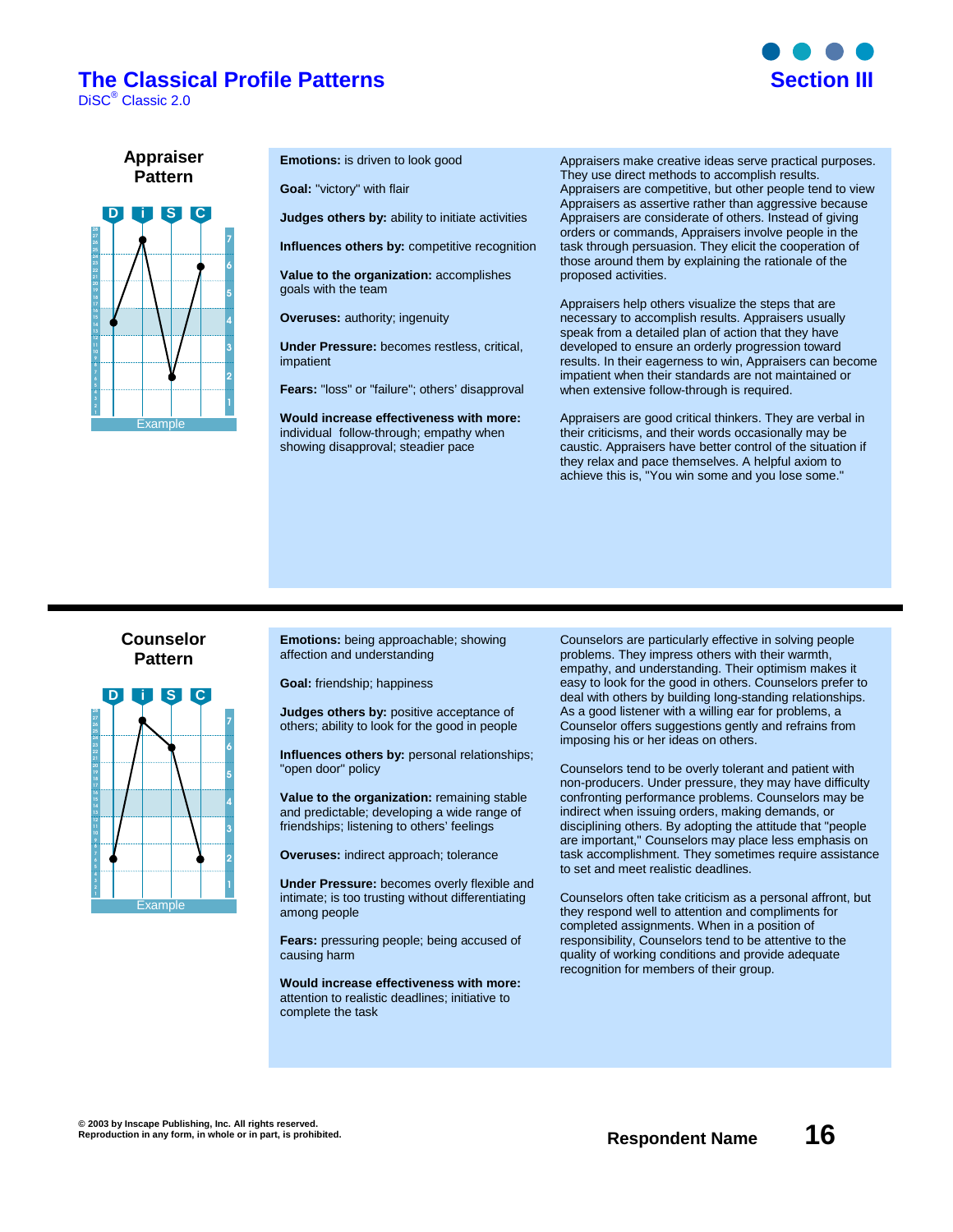# The Classical Profile Patterns

DiSC® Classic 2.0

## Section III

### Appraiser Pattern

D i S C

Example

**Emotions:** is driven to look good

**Goal:** "victory" with flair

**Judges others by:** ability to initiate activities

**Influences others by:** competitive recognition

**Value to the organization:** accomplishes goals with the team

**Overuses:** authority; ingenuity

**Under Pressure:** becomes restless, critical, impatient

**Fears:** "loss" or "failure"; others' disapproval

**Would increase effectiveness with more:** individual follow-through; empathy when showing disapproval; steadier pace

Appraisers make creative ideas serve practical purposes. They use direct methods to accomplish results. Appraisers are competitive, but other people tend to view Appraisers as assertive rather than aggressive because Appraisers are considerate of others. Instead of giving orders or commands, Appraisers involve people in the task through persuasion. They elicit the cooperation of those around them by explaining the rationale of the proposed activities.

Appraisers help others visualize the steps that are necessary to accomplish results. Appraisers usually speak from a detailed plan of action that they have developed to ensure an orderly progression toward results. In their eagerness to win, Appraisers can become impatient when their standards are not maintained or when extensive follow-through is required.

Appraisers are good critical thinkers. They are verbal in their criticisms, and their words occasionally may be caustic. Appraisers have better control of the situation if they relax and pace themselves. A helpful axiom to achieve this is, "You win some and you lose some."

---

### Counselor Pattern

D i S C

Example

**Emotions:** being approachable; showing affection and understanding

**Goal:** friendship; happiness

**Judges others by:** positive acceptance of others; ability to look for the good in people

**Influences others by:** personal relationships; "open door" policy

**Value to the organization:** remaining stable and predictable; developing a wide range of friendships; listening to others' feelings

**Overuses:** indirect approach; tolerance

**Under Pressure:** becomes overly flexible and intimate; is too trusting without differentiating among people

**Fears:** pressuring people; being accused of causing harm

**Would increase effectiveness with more:** attention to realistic deadlines; initiative to complete the task

Counselors are particularly effective in solving people problems. They impress others with their warmth, empathy, and understanding. Their optimism makes it easy to look for the good in others. Counselors prefer to deal with others by building long-standing relationships. As a good listener with a willing ear for problems, a Counselor offers suggestions gently and refrains from imposing his or her ideas on others.

Counselors tend to be overly tolerant and patient with non-producers. Under pressure, they may have difficulty confronting performance problems. Counselors may be indirect when issuing orders, making demands, or disciplining others. By adopting the attitude that "people are important," Counselors may place less emphasis on task accomplishment. They sometimes require assistance to set and meet realistic deadlines.

Counselors often take criticism as a personal affront, but they respond well to attention and compliments for completed assignments. When in a position of responsibility, Counselors tend to be attentive to the quality of working conditions and provide adequate recognition for members of their group.

© 2003 by Inscape Publishing, Inc. All rights reserved.
Reproduction in any form, in whole or in part, is prohibited.

Respondent Name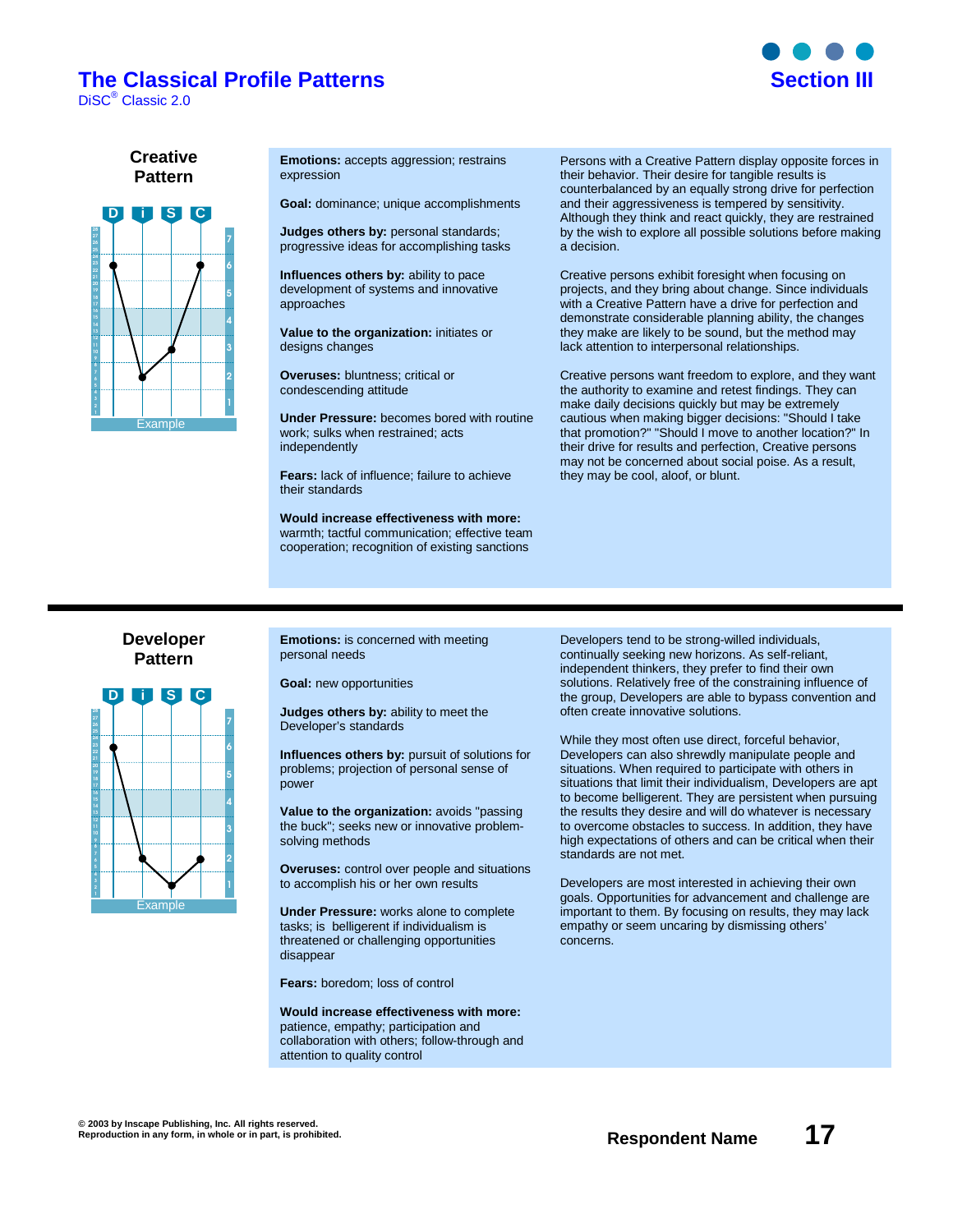# The Classical Profile Patterns

DiSC® Classic 2.0

## Section III

### Creative Pattern

Example

**Emotions:** accepts aggression; restrains expression

**Goal:** dominance; unique accomplishments

**Judges others by:** personal standards; progressive ideas for accomplishing tasks

**Influences others by:** ability to pace development of systems and innovative approaches

**Value to the organization:** initiates or designs changes

**Overuses:** bluntness; critical or condescending attitude

**Under Pressure:** becomes bored with routine work; sulks when restrained; acts independently

**Fears:** lack of influence; failure to achieve their standards

**Would increase effectiveness with more:** warmth; tactful communication; effective team cooperation; recognition of existing sanctions

Persons with a Creative Pattern display opposite forces in their behavior. Their desire for tangible results is counterbalanced by an equally strong drive for perfection and their aggressiveness is tempered by sensitivity. Although they think and react quickly, they are restrained by the wish to explore all possible solutions before making a decision.

Creative persons exhibit foresight when focusing on projects, and they bring about change. Since individuals with a Creative Pattern have a drive for perfection and demonstrate considerable planning ability, the changes they make are likely to be sound, but the method may lack attention to interpersonal relationships.

Creative persons want freedom to explore, and they want the authority to examine and retest findings. They can make daily decisions quickly but may be extremely cautious when making bigger decisions: "Should I take that promotion?" "Should I move to another location?" In their drive for results and perfection, Creative persons may not be concerned about social poise. As a result, they may be cool, aloof, or blunt.

---

### Developer Pattern

Example

**Emotions:** is concerned with meeting personal needs

**Goal:** new opportunities

**Judges others by:** ability to meet the Developer's standards

**Influences others by:** pursuit of solutions for problems; projection of personal sense of power

**Value to the organization:** avoids "passing the buck"; seeks new or innovative problem-solving methods

**Overuses:** control over people and situations to accomplish his or her own results

**Under Pressure:** works alone to complete tasks; is belligerent if individualism is threatened or challenging opportunities disappear

**Fears:** boredom; loss of control

**Would increase effectiveness with more:** patience, empathy; participation and collaboration with others; follow-through and attention to quality control

Developers tend to be strong-willed individuals, continually seeking new horizons. As self-reliant, independent thinkers, they prefer to find their own solutions. Relatively free of the constraining influence of the group, Developers are able to bypass convention and often create innovative solutions.

While they most often use direct, forceful behavior, Developers can also shrewdly manipulate people and situations. When required to participate with others in situations that limit their individualism, Developers are apt to become belligerent. They are persistent when pursuing the results they desire and will do whatever is necessary to overcome obstacles to success. In addition, they have high expectations of others and can be critical when their standards are not met.

Developers are most interested in achieving their own goals. Opportunities for advancement and challenge are important to them. By focusing on results, they may lack empathy or seem uncaring by dismissing others' concerns.

© 2003 by Inscape Publishing, Inc. All rights reserved.
Reproduction in any form, in whole or in part, is prohibited.

Respondent Name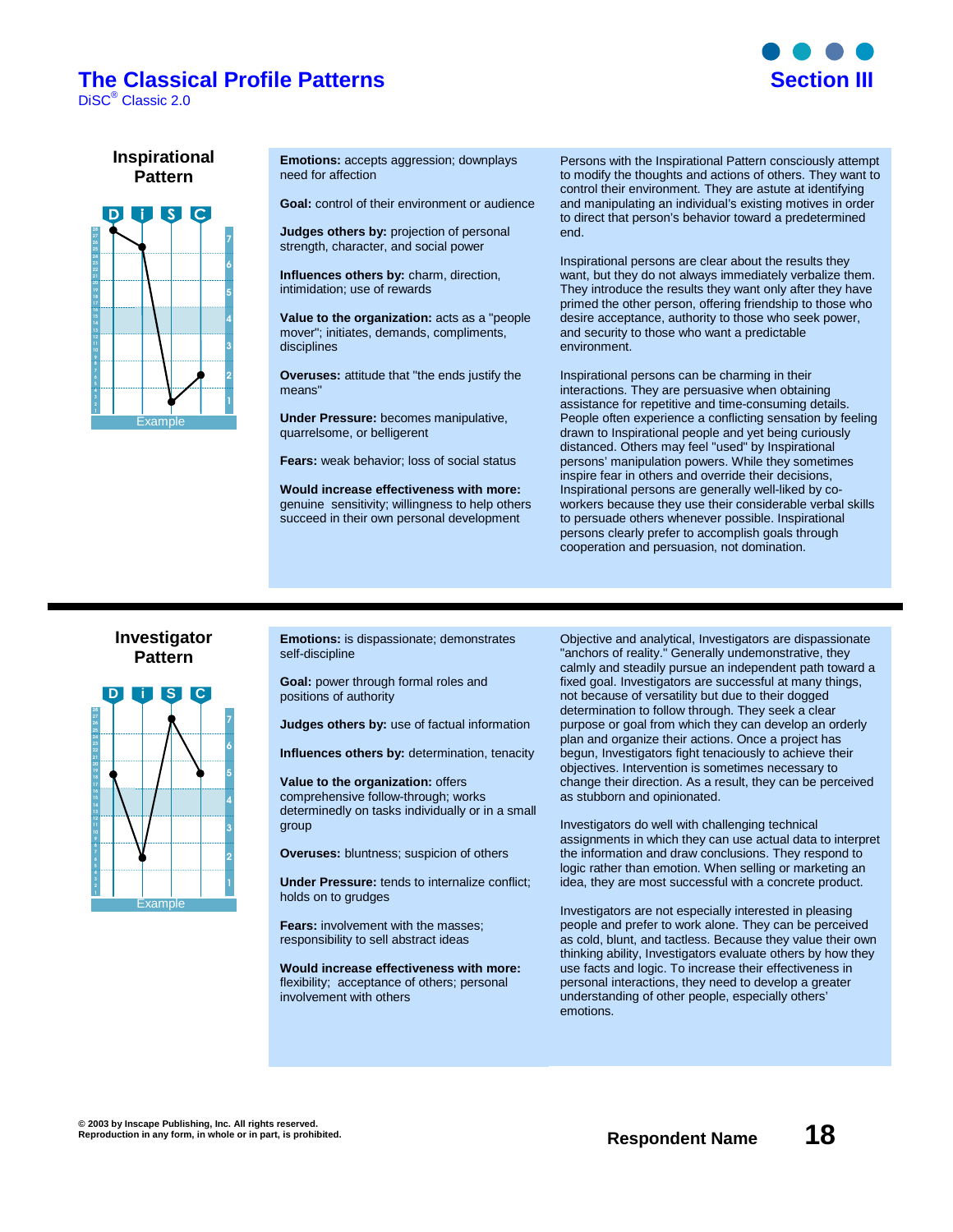# The Classical Profile Patterns

DiSC® Classic 2.0

## Section III

### Inspirational Pattern

**Emotions:** accepts aggression; downplays need for affection

**Goal:** control of their environment or audience

**Judges others by:** projection of personal strength, character, and social power

**Influences others by:** charm, direction, intimidation; use of rewards

**Value to the organization:** acts as a "people mover"; initiates, demands, compliments, disciplines

**Overuses:** attitude that "the ends justify the means"

**Under Pressure:** becomes manipulative, quarrelsome, or belligerent

**Fears:** weak behavior; loss of social status

**Would increase effectiveness with more:** genuine sensitivity; willingness to help others succeed in their own personal development

Persons with the Inspirational Pattern consciously attempt to modify the thoughts and actions of others. They want to control their environment. They are astute at identifying and manipulating an individual's existing motives in order to direct that person's behavior toward a predetermined end.

Inspirational persons are clear about the results they want, but they do not always immediately verbalize them. They introduce the results they want only after they have primed the other person, offering friendship to those who desire acceptance, authority to those who seek power, and security to those who want a predictable environment.

Inspirational persons can be charming in their interactions. They are persuasive when obtaining assistance for repetitive and time-consuming details. People often experience a conflicting sensation by feeling drawn to Inspirational people and yet being curiously distanced. Others may feel "used" by Inspirational persons' manipulation powers. While they sometimes inspire fear in others and override their decisions, Inspirational persons are generally well-liked by co-workers because they use their considerable verbal skills to persuade others whenever possible. Inspirational persons clearly prefer to accomplish goals through cooperation and persuasion, not domination.

---

### Investigator Pattern

**Emotions:** is dispassionate; demonstrates self-discipline

**Goal:** power through formal roles and positions of authority

**Judges others by:** use of factual information

**Influences others by:** determination, tenacity

**Value to the organization:** offers comprehensive follow-through; works determinedly on tasks individually or in a small group

**Overuses:** bluntness; suspicion of others

**Under Pressure:** tends to internalize conflict; holds on to grudges

**Fears:** involvement with the masses; responsibility to sell abstract ideas

**Would increase effectiveness with more:** flexibility; acceptance of others; personal involvement with others

Objective and analytical, Investigators are dispassionate "anchors of reality." Generally undemonstrative, they calmly and steadily pursue an independent path toward a fixed goal. Investigators are successful at many things, not because of versatility but due to their dogged determination to follow through. They seek a clear purpose or goal from which they can develop an orderly plan and organize their actions. Once a project has begun, Investigators fight tenaciously to achieve their objectives. Intervention is sometimes necessary to change their direction. As a result, they can be perceived as stubborn and opinionated.

Investigators do well with challenging technical assignments in which they can use actual data to interpret the information and draw conclusions. They respond to logic rather than emotion. When selling or marketing an idea, they are most successful with a concrete product.

Investigators are not especially interested in pleasing people and prefer to work alone. They can be perceived as cold, blunt, and tactless. Because they value their own thinking ability, Investigators evaluate others by how they use facts and logic. To increase their effectiveness in personal interactions, they need to develop a greater understanding of other people, especially others' emotions.

© 2003 by Inscape Publishing, Inc. All rights reserved.
Reproduction in any form, in whole or in part, is prohibited.

Respondent Name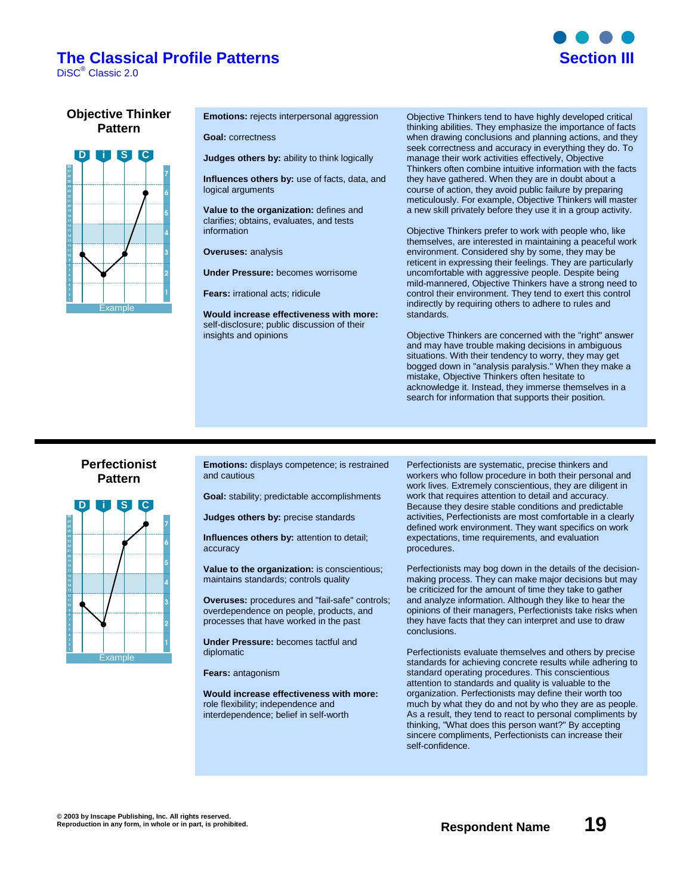# The Classical Profile Patterns

DiSC® Classic 2.0

## Section III

### Objective Thinker Pattern

Example

**Emotions:** rejects interpersonal aggression

**Goal:** correctness

**Judges others by:** ability to think logically

**Influences others by:** use of facts, data, and logical arguments

**Value to the organization:** defines and clarifies; obtains, evaluates, and tests information

**Overuses:** analysis

**Under Pressure:** becomes worrisome

**Fears:** irrational acts; ridicule

**Would increase effectiveness with more:** self-disclosure; public discussion of their insights and opinions

Objective Thinkers tend to have highly developed critical thinking abilities. They emphasize the importance of facts when drawing conclusions and planning actions, and they seek correctness and accuracy in everything they do. To manage their work activities effectively, Objective Thinkers often combine intuitive information with the facts they have gathered. When they are in doubt about a course of action, they avoid public failure by preparing meticulously. For example, Objective Thinkers will master a new skill privately before they use it in a group activity.

Objective Thinkers prefer to work with people who, like themselves, are interested in maintaining a peaceful work environment. Considered shy by some, they may be reticent in expressing their feelings. They are particularly uncomfortable with aggressive people. Despite being mild-mannered, Objective Thinkers have a strong need to control their environment. They tend to exert this control indirectly by requiring others to adhere to rules and standards.

Objective Thinkers are concerned with the "right" answer and may have trouble making decisions in ambiguous situations. With their tendency to worry, they may get bogged down in "analysis paralysis." When they make a mistake, Objective Thinkers often hesitate to acknowledge it. Instead, they immerse themselves in a search for information that supports their position.

---

### Perfectionist Pattern

Example

**Emotions:** displays competence; is restrained and cautious

**Goal:** stability; predictable accomplishments

**Judges others by:** precise standards

**Influences others by:** attention to detail; accuracy

**Value to the organization:** is conscientious; maintains standards; controls quality

**Overuses:** procedures and "fail-safe" controls; overdependence on people, products, and processes that have worked in the past

**Under Pressure:** becomes tactful and diplomatic

**Fears:** antagonism

**Would increase effectiveness with more:** role flexibility; independence and interdependence; belief in self-worth

Perfectionists are systematic, precise thinkers and workers who follow procedure in both their personal and work lives. Extremely conscientious, they are diligent in work that requires attention to detail and accuracy. Because they desire stable conditions and predictable activities, Perfectionists are most comfortable in a clearly defined work environment. They want specifics on work expectations, time requirements, and evaluation procedures.

Perfectionists may bog down in the details of the decision-making process. They can make major decisions but may be criticized for the amount of time they take to gather and analyze information. Although they like to hear the opinions of their managers, Perfectionists take risks when they have facts that they can interpret and use to draw conclusions.

Perfectionists evaluate themselves and others by precise standards for achieving concrete results while adhering to standard operating procedures. This conscientious attention to standards and quality is valuable to the organization. Perfectionists may define their worth too much by what they do and not by who they are as people. As a result, they tend to react to personal compliments by thinking, "What does this person want?" By accepting sincere compliments, Perfectionists can increase their self-confidence.

© 2003 by Inscape Publishing, Inc. All rights reserved.
Reproduction in any form, in whole or in part, is prohibited.

Respondent Name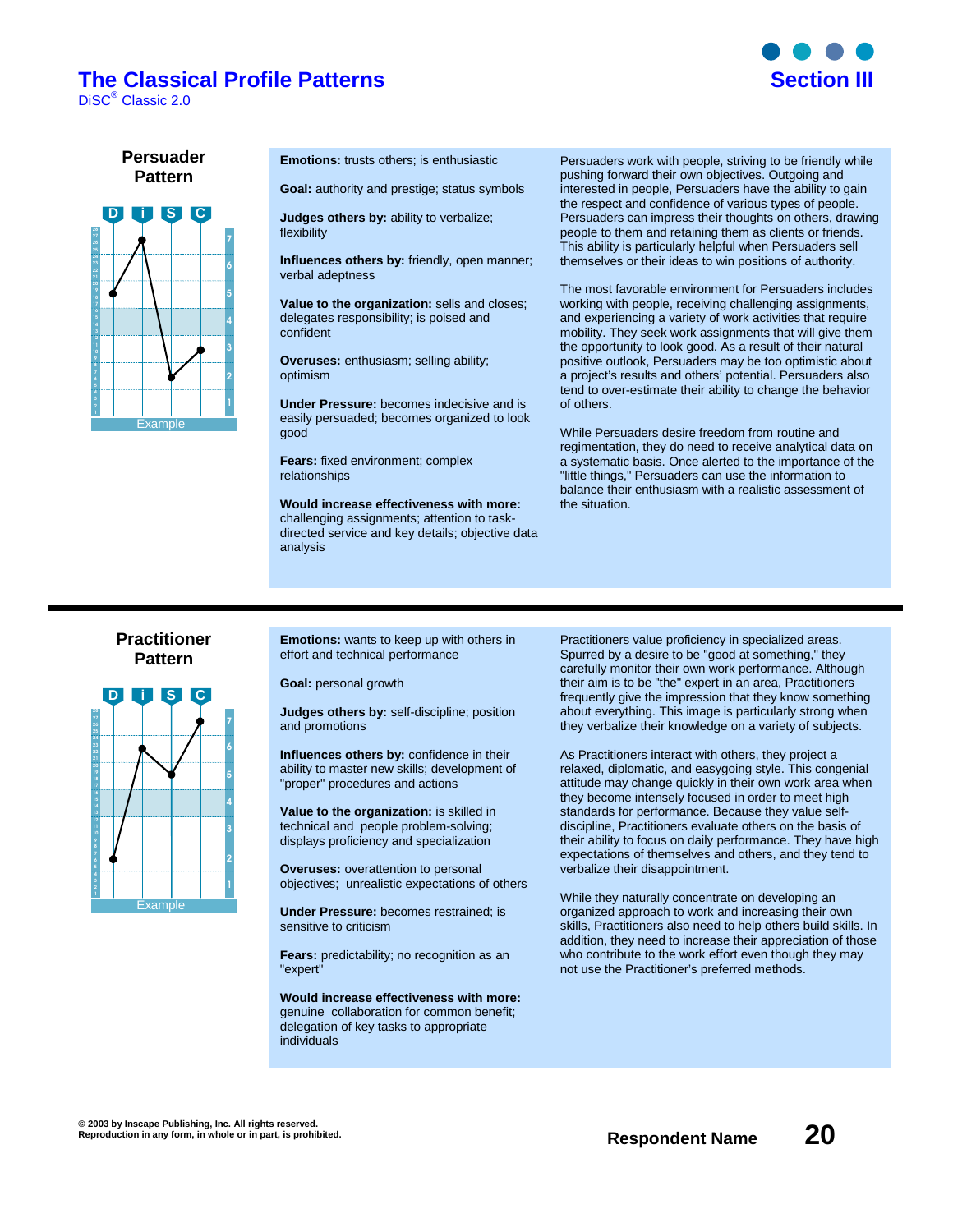# The Classical Profile Patterns

DiSC® Classic 2.0

## Section III

## Persuader Pattern

D i S C

Example

**Emotions:** trusts others; is enthusiastic

**Goal:** authority and prestige; status symbols

**Judges others by:** ability to verbalize; flexibility

**Influences others by:** friendly, open manner; verbal adeptness

**Value to the organization:** sells and closes; delegates responsibility; is poised and confident

**Overuses:** enthusiasm; selling ability; optimism

**Under Pressure:** becomes indecisive and is easily persuaded; becomes organized to look good

**Fears:** fixed environment; complex relationships

**Would increase effectiveness with more:** challenging assignments; attention to task-directed service and key details; objective data analysis

Persuaders work with people, striving to be friendly while pushing forward their own objectives. Outgoing and interested in people, Persuaders have the ability to gain the respect and confidence of various types of people. Persuaders can impress their thoughts on others, drawing people to them and retaining them as clients or friends. This ability is particularly helpful when Persuaders sell themselves or their ideas to win positions of authority.

The most favorable environment for Persuaders includes working with people, receiving challenging assignments, and experiencing a variety of work activities that require mobility. They seek work assignments that will give them the opportunity to look good. As a result of their natural positive outlook, Persuaders may be too optimistic about a project's results and others' potential. Persuaders also tend to over-estimate their ability to change the behavior of others.

While Persuaders desire freedom from routine and regimentation, they do need to receive analytical data on a systematic basis. Once alerted to the importance of the "little things," Persuaders can use the information to balance their enthusiasm with a realistic assessment of the situation.

## Practitioner Pattern

D i S C

Example

**Emotions:** wants to keep up with others in effort and technical performance

**Goal:** personal growth

**Judges others by:** self-discipline; position and promotions

**Influences others by:** confidence in their ability to master new skills; development of "proper" procedures and actions

**Value to the organization:** is skilled in technical and people problem-solving; displays proficiency and specialization

**Overuses:** overattention to personal objectives; unrealistic expectations of others

**Under Pressure:** becomes restrained; is sensitive to criticism

**Fears:** predictability; no recognition as an "expert"

**Would increase effectiveness with more:** genuine collaboration for common benefit; delegation of key tasks to appropriate individuals

Practitioners value proficiency in specialized areas. Spurred by a desire to be "good at something," they carefully monitor their own work performance. Although their aim is to be "the" expert in an area, Practitioners frequently give the impression that they know something about everything. This image is particularly strong when they verbalize their knowledge on a variety of subjects.

As Practitioners interact with others, they project a relaxed, diplomatic, and easygoing style. This congenial attitude may change quickly in their own work area when they become intensely focused in order to meet high standards for performance. Because they value self-discipline, Practitioners evaluate others on the basis of their ability to focus on daily performance. They have high expectations of themselves and others, and they tend to verbalize their disappointment.

While they naturally concentrate on developing an organized approach to work and increasing their own skills, Practitioners also need to help others build skills. In addition, they need to increase their appreciation of those who contribute to the work effort even though they may not use the Practitioner's preferred methods.

© 2003 by Inscape Publishing, Inc. All rights reserved.
Reproduction in any form, in whole or in part, is prohibited.

Respondent Name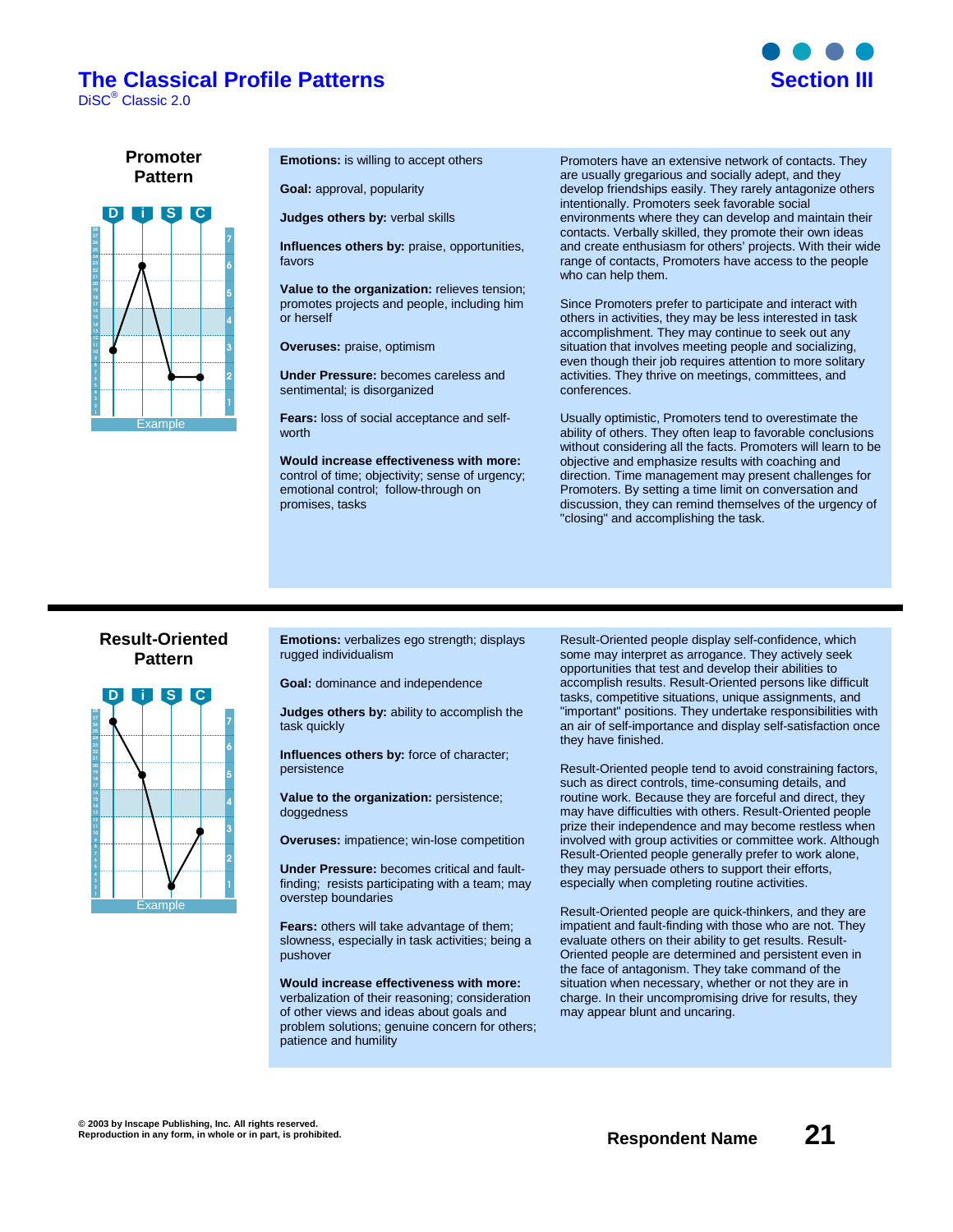# The Classical Profile Patterns

DiSC® Classic 2.0

## Section III

### Promoter Pattern

Example

**Emotions:** is willing to accept others

**Goal:** approval, popularity

**Judges others by:** verbal skills

**Influences others by:** praise, opportunities, favors

**Value to the organization:** relieves tension; promotes projects and people, including him or herself

**Overuses:** praise, optimism

**Under Pressure:** becomes careless and sentimental; is disorganized

**Fears:** loss of social acceptance and self-worth

**Would increase effectiveness with more:** control of time; objectivity; sense of urgency; emotional control; follow-through on promises, tasks

Promoters have an extensive network of contacts. They are usually gregarious and socially adept, and they develop friendships easily. They rarely antagonize others intentionally. Promoters seek favorable social environments where they can develop and maintain their contacts. Verbally skilled, they promote their own ideas and create enthusiasm for others' projects. With their wide range of contacts, Promoters have access to the people who can help them.

Since Promoters prefer to participate and interact with others in activities, they may be less interested in task accomplishment. They may continue to seek out any situation that involves meeting people and socializing, even though their job requires attention to more solitary activities. They thrive on meetings, committees, and conferences.

Usually optimistic, Promoters tend to overestimate the ability of others. They often leap to favorable conclusions without considering all the facts. Promoters will learn to be objective and emphasize results with coaching and direction. Time management may present challenges for Promoters. By setting a time limit on conversation and discussion, they can remind themselves of the urgency of "closing" and accomplishing the task.

---

### Result-Oriented Pattern

Example

**Emotions:** verbalizes ego strength; displays rugged individualism

**Goal:** dominance and independence

**Judges others by:** ability to accomplish the task quickly

**Influences others by:** force of character; persistence

**Value to the organization:** persistence; doggedness

**Overuses:** impatience; win-lose competition

**Under Pressure:** becomes critical and fault-finding; resists participating with a team; may overstep boundaries

**Fears:** others will take advantage of them; slowness, especially in task activities; being a pushover

**Would increase effectiveness with more:** verbalization of their reasoning; consideration of other views and ideas about goals and problem solutions; genuine concern for others; patience and humility

Result-Oriented people display self-confidence, which some may interpret as arrogance. They actively seek opportunities that test and develop their abilities to accomplish results. Result-Oriented persons like difficult tasks, competitive situations, unique assignments, and "important" positions. They undertake responsibilities with an air of self-importance and display self-satisfaction once they have finished.

Result-Oriented people tend to avoid constraining factors, such as direct controls, time-consuming details, and routine work. Because they are forceful and direct, they may have difficulties with others. Result-Oriented people prize their independence and may become restless when involved with group activities or committee work. Although Result-Oriented people generally prefer to work alone, they may persuade others to support their efforts, especially when completing routine activities.

Result-Oriented people are quick-thinkers, and they are impatient and fault-finding with those who are not. They evaluate others on their ability to get results. Result-Oriented people are determined and persistent even in the face of antagonism. They take command of the situation when necessary, whether or not they are in charge. In their uncompromising drive for results, they may appear blunt and uncaring.

© 2003 by Inscape Publishing, Inc. All rights reserved.
Reproduction in any form, in whole or in part, is prohibited.

Respondent Name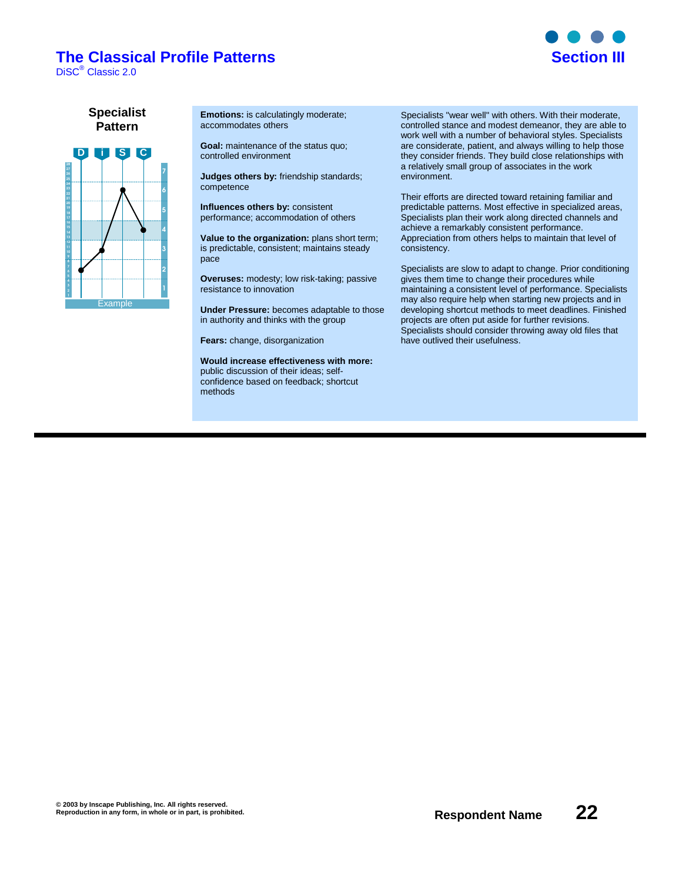## Specialist Pattern

D i S C

Example

**Emotions:** is calculatingly moderate; accommodates others

**Goal:** maintenance of the status quo; controlled environment

**Judges others by:** friendship standards; competence

**Influences others by:** consistent performance; accommodation of others

**Value to the organization:** plans short term; is predictable, consistent; maintains steady pace

**Overuses:** modesty; low risk-taking; passive resistance to innovation

**Under Pressure:** becomes adaptable to those in authority and thinks with the group

**Fears:** change, disorganization

**Would increase effectiveness with more:** public discussion of their ideas; self-confidence based on feedback; shortcut methods

Specialists "wear well" with others. With their moderate, controlled stance and modest demeanor, they are able to work well with a number of behavioral styles. Specialists are considerate, patient, and always willing to help those they consider friends. They build close relationships with a relatively small group of associates in the work environment.

Their efforts are directed toward retaining familiar and predictable patterns. Most effective in specialized areas, Specialists plan their work along directed channels and achieve a remarkably consistent performance. Appreciation from others helps to maintain that level of consistency.

Specialists are slow to adapt to change. Prior conditioning gives them time to change their procedures while maintaining a consistent level of performance. Specialists may also require help when starting new projects and in developing shortcut methods to meet deadlines. Finished projects are often put aside for further revisions. Specialists should consider throwing away old files that have outlived their usefulness.

© 2003 by Inscape Publishing, Inc. All rights reserved.
Reproduction in any form, in whole or in part, is prohibited.

Respondent Name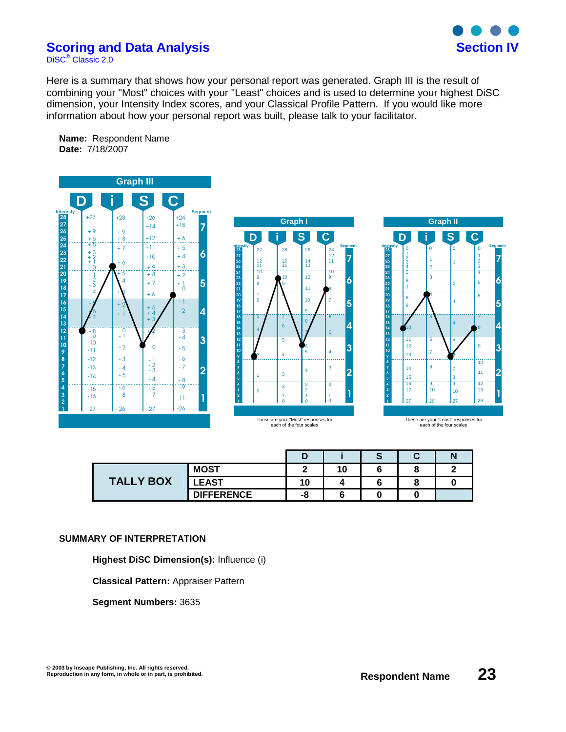# Scoring and Data Analysis

DiSC® Classic 2.0

**Section IV**

Here is a summary that shows how your personal report was generated. Graph III is the result of combining your "Most" choices with your "Least" choices and is used to determine your highest DiSC dimension, your Intensity Index scores, and your Classical Profile Pattern. If you would like more information about how your personal report was built, please talk to your facilitator.

**Name:** Respondent Name
**Date:** 7/18/2007

Graph III

Graph I

These are your "Most" responses for each of the four scales

Graph II

These are your "Least" responses for each of the four scales

| TALLY BOX | | D | i | S | C | N |
|---|---|---|---|---|---|---|
| | MOST | 2 | 10 | 6 | 8 | 2 |
| | LEAST | 10 | 4 | 6 | 8 | 0 |
| | DIFFERENCE | -8 | 6 | 0 | 0 | |

**SUMMARY OF INTERPRETATION**

**Highest DiSC Dimension(s):** Influence (i)

**Classical Pattern:** Appraiser Pattern

**Segment Numbers:** 3635

© 2003 by Inscape Publishing, Inc. All rights reserved.
Reproduction in any form, in whole or in part, is prohibited.